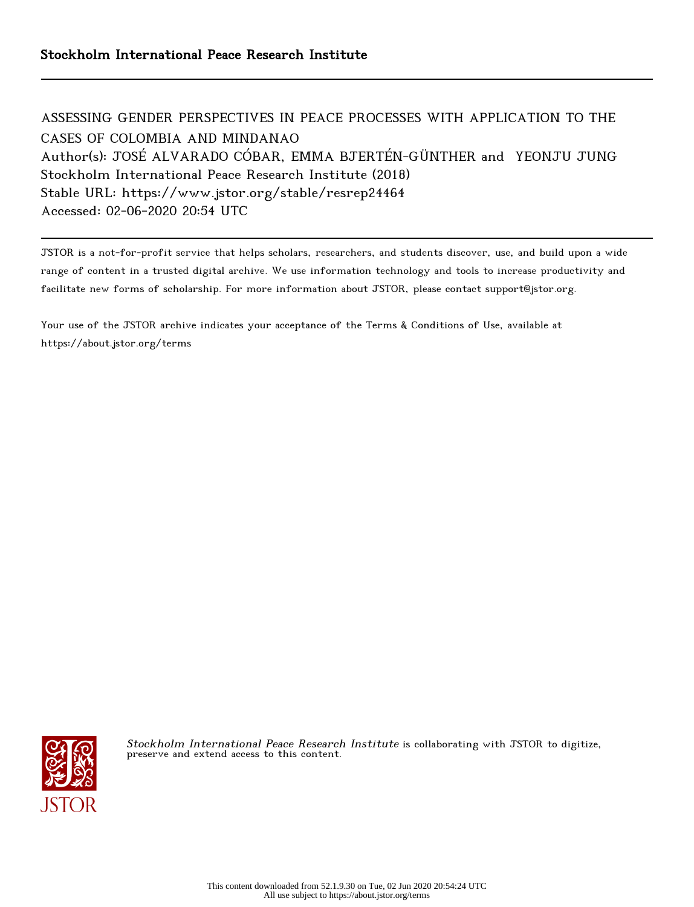**Stockholm International Peace Research Institute**

---

ASSESSING GENDER PERSPECTIVES IN PEACE PROCESSES WITH APPLICATION TO THE CASES OF COLOMBIA AND MINDANAO
Author(s): JOSÉ ALVARADO CÓBAR, EMMA BJERTÉN-GÜNTHER and YEONJU JUNG
Stockholm International Peace Research Institute (2018)
Stable URL: https://www.jstor.org/stable/resrep24464
Accessed: 02-06-2020 20:54 UTC

---

JSTOR is a not-for-profit service that helps scholars, researchers, and students discover, use, and build upon a wide range of content in a trusted digital archive. We use information technology and tools to increase productivity and facilitate new forms of scholarship. For more information about JSTOR, please contact support@jstor.org.

Your use of the JSTOR archive indicates your acceptance of the Terms & Conditions of Use, available at https://about.jstor.org/terms

*Stockholm International Peace Research Institute* is collaborating with JSTOR to digitize, preserve and extend access to this content.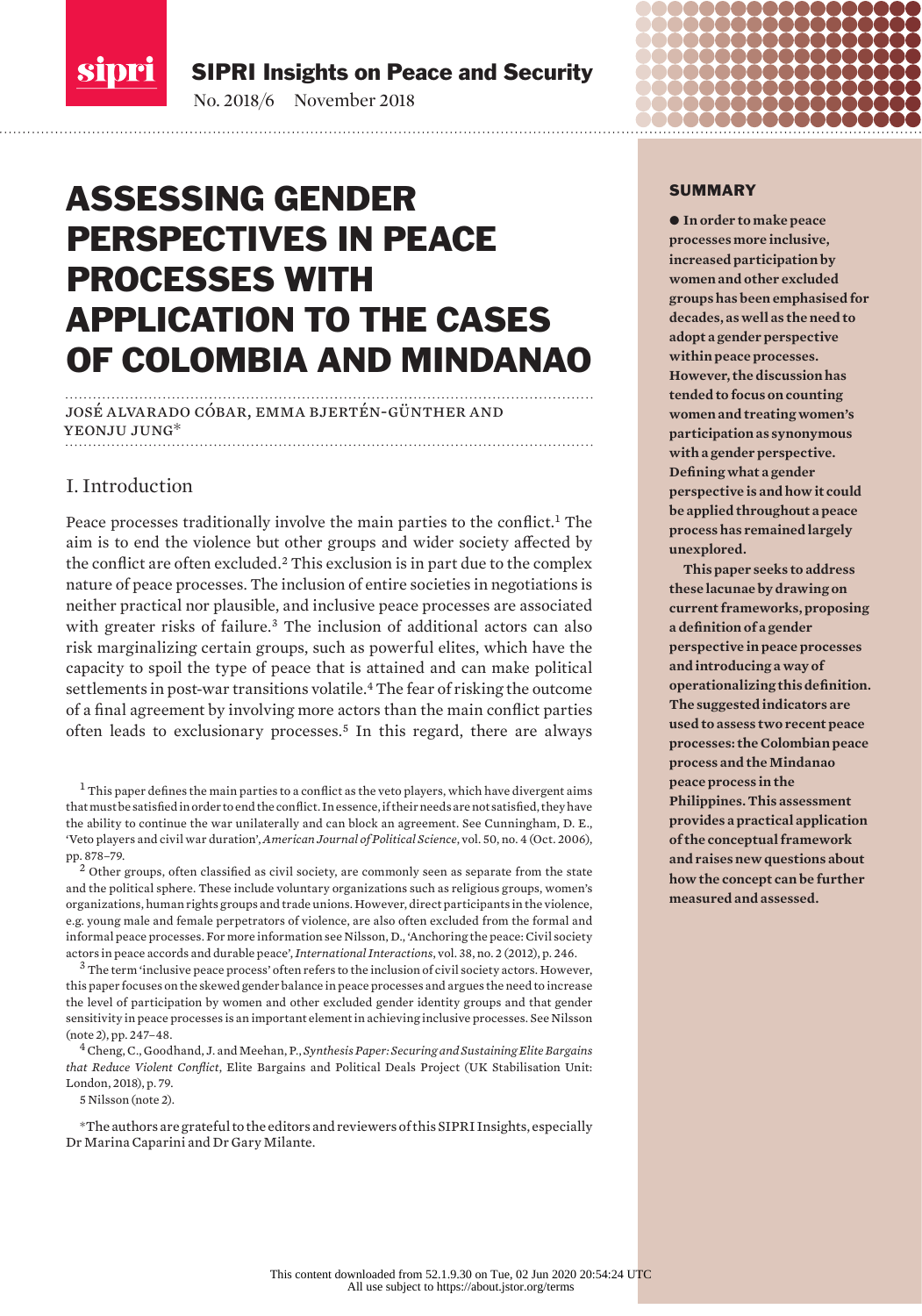SIPRI Insights on Peace and Security

No. 2018/6 November 2018

# ASSESSING GENDER PERSPECTIVES IN PEACE PROCESSES WITH APPLICATION TO THE CASES OF COLOMBIA AND MINDANAO

JOSÉ ALVARADO CÓBAR, EMMA BJERTÉN-GÜNTHER AND YEONJU JUNG*

## I. Introduction

Peace processes traditionally involve the main parties to the conflict.[1] The aim is to end the violence but other groups and wider society affected by the conflict are often excluded.[2] This exclusion is in part due to the complex nature of peace processes. The inclusion of entire societies in negotiations is neither practical nor plausible, and inclusive peace processes are associated with greater risks of failure.[3] The inclusion of additional actors can also risk marginalizing certain groups, such as powerful elites, which have the capacity to spoil the type of peace that is attained and can make political settlements in post-war transitions volatile.[4] The fear of risking the outcome of a final agreement by involving more actors than the main conflict parties often leads to exclusionary processes.[5] In this regard, there are always

[1] This paper defines the main parties to a conflict as the veto players, which have divergent aims that must be satisfied in order to end the conflict. In essence, if their needs are not satisfied, they have the ability to continue the war unilaterally and can block an agreement. See Cunningham, D. E., 'Veto players and civil war duration', *American Journal of Political Science*, vol. 50, no. 4 (Oct. 2006), pp. 878–79.

[2] Other groups, often classified as civil society, are commonly seen as separate from the state and the political sphere. These include voluntary organizations such as religious groups, women's organizations, human rights groups and trade unions. However, direct participants in the violence, e.g. young male and female perpetrators of violence, are also often excluded from the formal and informal peace processes. For more information see Nilsson, D., 'Anchoring the peace: Civil society actors in peace accords and durable peace', *International Interactions*, vol. 38, no. 2 (2012), p. 246.

[3] The term 'inclusive peace process' often refers to the inclusion of civil society actors. However, this paper focuses on the skewed gender balance in peace processes and argues the need to increase the level of participation by women and other excluded gender identity groups and that gender sensitivity in peace processes is an important element in achieving inclusive processes. See Nilsson (note 2), pp. 247–48.

[4] Cheng, C., Goodhand, J. and Meehan, P., *Synthesis Paper: Securing and Sustaining Elite Bargains that Reduce Violent Conflict*, Elite Bargains and Political Deals Project (UK Stabilisation Unit: London, 2018), p. 79.

[5] Nilsson (note 2).

*The authors are grateful to the editors and reviewers of this SIPRI Insights, especially Dr Marina Caparini and Dr Gary Milante.

## SUMMARY

**● In order to make peace processes more inclusive, increased participation by women and other excluded groups has been emphasised for decades, as well as the need to adopt a gender perspective within peace processes. However, the discussion has tended to focus on counting women and treating women's participation as synonymous with a gender perspective. Defining what a gender perspective is and how it could be applied throughout a peace process has remained largely unexplored.**

**This paper seeks to address these lacunae by drawing on current frameworks, proposing a definition of a gender perspective in peace processes and introducing a way of operationalizing this definition. The suggested indicators are used to assess two recent peace processes: the Colombian peace process and the Mindanao peace process in the Philippines. This assessment provides a practical application of the conceptual framework and raises new questions about how the concept can be further measured and assessed.**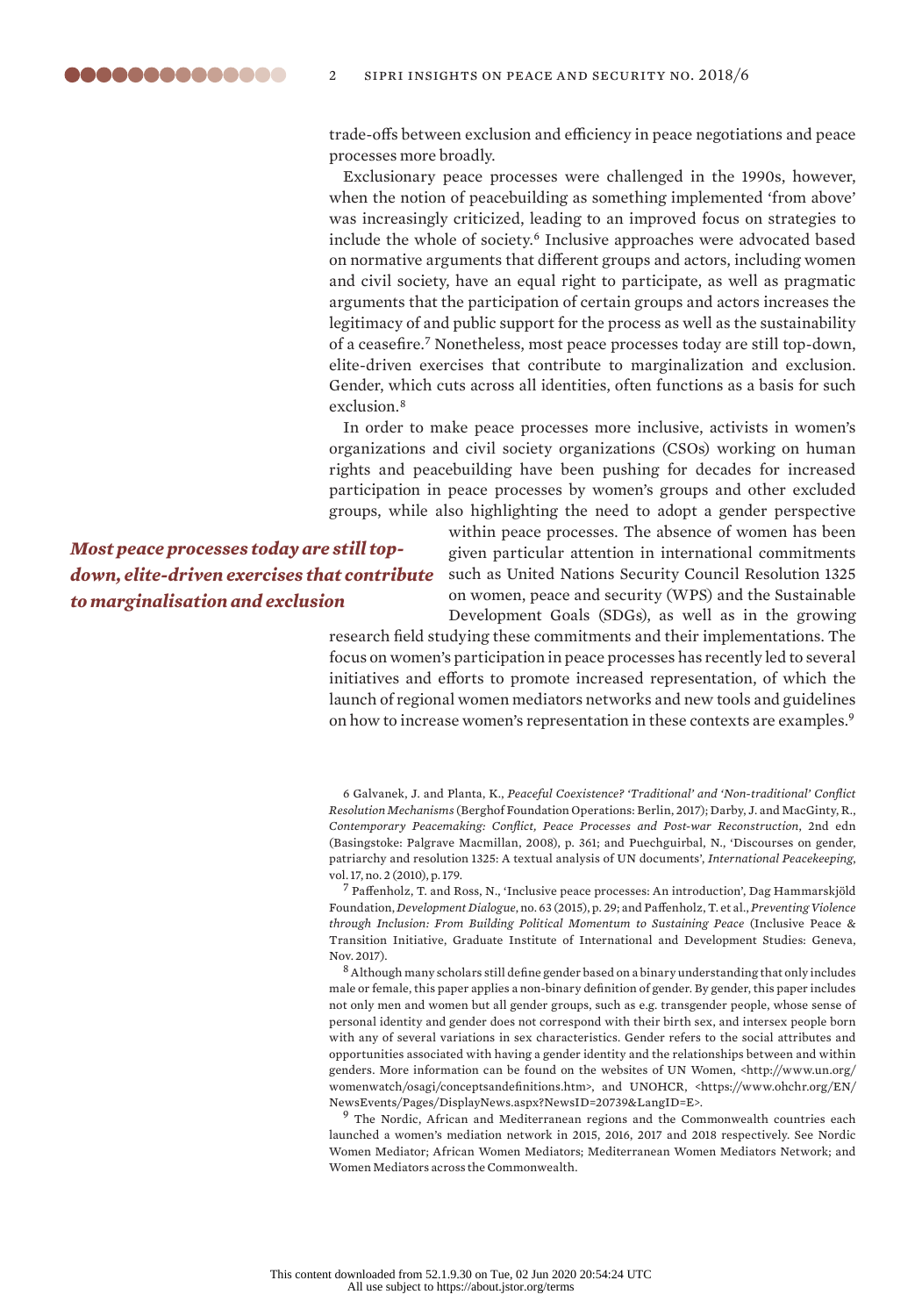trade-offs between exclusion and efficiency in peace negotiations and peace processes more broadly.

Exclusionary peace processes were challenged in the 1990s, however, when the notion of peacebuilding as something implemented 'from above' was increasingly criticized, leading to an improved focus on strategies to include the whole of society.[6] Inclusive approaches were advocated based on normative arguments that different groups and actors, including women and civil society, have an equal right to participate, as well as pragmatic arguments that the participation of certain groups and actors increases the legitimacy of and public support for the process as well as the sustainability of a ceasefire.[7] Nonetheless, most peace processes today are still top-down, elite-driven exercises that contribute to marginalization and exclusion. Gender, which cuts across all identities, often functions as a basis for such exclusion.[8]

In order to make peace processes more inclusive, activists in women's organizations and civil society organizations (CSOs) working on human rights and peacebuilding have been pushing for decades for increased participation in peace processes by women's groups and other excluded groups, while also highlighting the need to adopt a gender perspective within peace processes. The absence of women has been given particular attention in international commitments such as United Nations Security Council Resolution 1325 on women, peace and security (WPS) and the Sustainable Development Goals (SDGs), as well as in the growing research field studying these commitments and their implementations. The focus on women's participation in peace processes has recently led to several initiatives and efforts to promote increased representation, of which the launch of regional women mediators networks and new tools and guidelines on how to increase women's representation in these contexts are examples.[9]

***Most peace processes today are still top-down, elite-driven exercises that contribute to marginalisation and exclusion***

6 Galvanek, J. and Planta, K., *Peaceful Coexistence? 'Traditional' and 'Non-traditional' Conflict Resolution Mechanisms* (Berghof Foundation Operations: Berlin, 2017); Darby, J. and MacGinty, R., *Contemporary Peacemaking: Conflict, Peace Processes and Post-war Reconstruction*, 2nd edn (Basingstoke: Palgrave Macmillan, 2008), p. 361; and Puechguirbal, N., 'Discourses on gender, patriarchy and resolution 1325: A textual analysis of UN documents', *International Peacekeeping*, vol. 17, no. 2 (2010), p. 179.

7 Paffenholz, T. and Ross, N., 'Inclusive peace processes: An introduction', Dag Hammarskjöld Foundation, *Development Dialogue*, no. 63 (2015), p. 29; and Paffenholz, T. et al., *Preventing Violence through Inclusion: From Building Political Momentum to Sustaining Peace* (Inclusive Peace & Transition Initiative, Graduate Institute of International and Development Studies: Geneva, Nov. 2017).

8 Although many scholars still define gender based on a binary understanding that only includes male or female, this paper applies a non-binary definition of gender. By gender, this paper includes not only men and women but all gender groups, such as e.g. transgender people, whose sense of personal identity and gender does not correspond with their birth sex, and intersex people born with any of several variations in sex characteristics. Gender refers to the social attributes and opportunities associated with having a gender identity and the relationships between and within genders. More information can be found on the websites of UN Women, <http://www.un.org/womenwatch/osagi/conceptsandefinitions.htm>, and UNOHCR, <https://www.ohchr.org/EN/NewsEvents/Pages/DisplayNews.aspx?NewsID=20739&LangID=E>.

9 The Nordic, African and Mediterranean regions and the Commonwealth countries each launched a women's mediation network in 2015, 2016, 2017 and 2018 respectively. See Nordic Women Mediator; African Women Mediators; Mediterranean Women Mediators Network; and Women Mediators across the Commonwealth.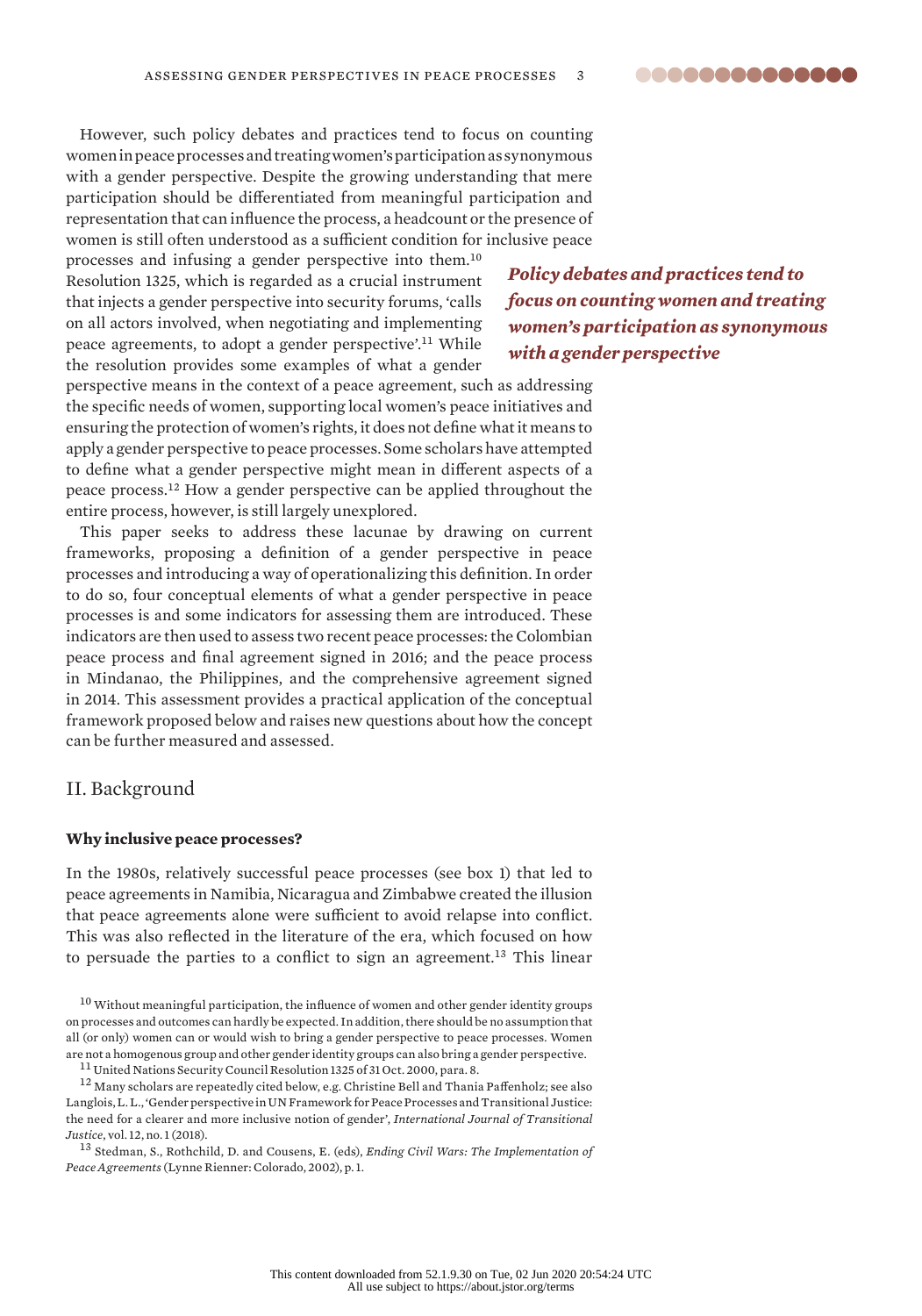However, such policy debates and practices tend to focus on counting women in peace processes and treating women's participation as synonymous with a gender perspective. Despite the growing understanding that mere participation should be differentiated from meaningful participation and representation that can influence the process, a headcount or the presence of women is still often understood as a sufficient condition for inclusive peace processes and infusing a gender perspective into them.[10] Resolution 1325, which is regarded as a crucial instrument that injects a gender perspective into security forums, 'calls on all actors involved, when negotiating and implementing peace agreements, to adopt a gender perspective'.[11] While the resolution provides some examples of what a gender perspective means in the context of a peace agreement, such as addressing the specific needs of women, supporting local women's peace initiatives and ensuring the protection of women's rights, it does not define what it means to apply a gender perspective to peace processes. Some scholars have attempted to define what a gender perspective might mean in different aspects of a peace process.[12] How a gender perspective can be applied throughout the entire process, however, is still largely unexplored.

***Policy debates and practices tend to focus on counting women and treating women's participation as synonymous with a gender perspective***

This paper seeks to address these lacunae by drawing on current frameworks, proposing a definition of a gender perspective in peace processes and introducing a way of operationalizing this definition. In order to do so, four conceptual elements of what a gender perspective in peace processes is and some indicators for assessing them are introduced. These indicators are then used to assess two recent peace processes: the Colombian peace process and final agreement signed in 2016; and the peace process in Mindanao, the Philippines, and the comprehensive agreement signed in 2014. This assessment provides a practical application of the conceptual framework proposed below and raises new questions about how the concept can be further measured and assessed.

## II. Background

### Why inclusive peace processes?

In the 1980s, relatively successful peace processes (see box 1) that led to peace agreements in Namibia, Nicaragua and Zimbabwe created the illusion that peace agreements alone were sufficient to avoid relapse into conflict. This was also reflected in the literature of the era, which focused on how to persuade the parties to a conflict to sign an agreement.[13] This linear

[10] Without meaningful participation, the influence of women and other gender identity groups on processes and outcomes can hardly be expected. In addition, there should be no assumption that all (or only) women can or would wish to bring a gender perspective to peace processes. Women are not a homogenous group and other gender identity groups can also bring a gender perspective.

[11] United Nations Security Council Resolution 1325 of 31 Oct. 2000, para. 8.

[12] Many scholars are repeatedly cited below, e.g. Christine Bell and Thania Paffenholz; see also Langlois, L. L., 'Gender perspective in UN Framework for Peace Processes and Transitional Justice: the need for a clearer and more inclusive notion of gender', *International Journal of Transitional Justice*, vol. 12, no. 1 (2018).

[13] Stedman, S., Rothchild, D. and Cousens, E. (eds), *Ending Civil Wars: The Implementation of Peace Agreements* (Lynne Rienner: Colorado, 2002), p. 1.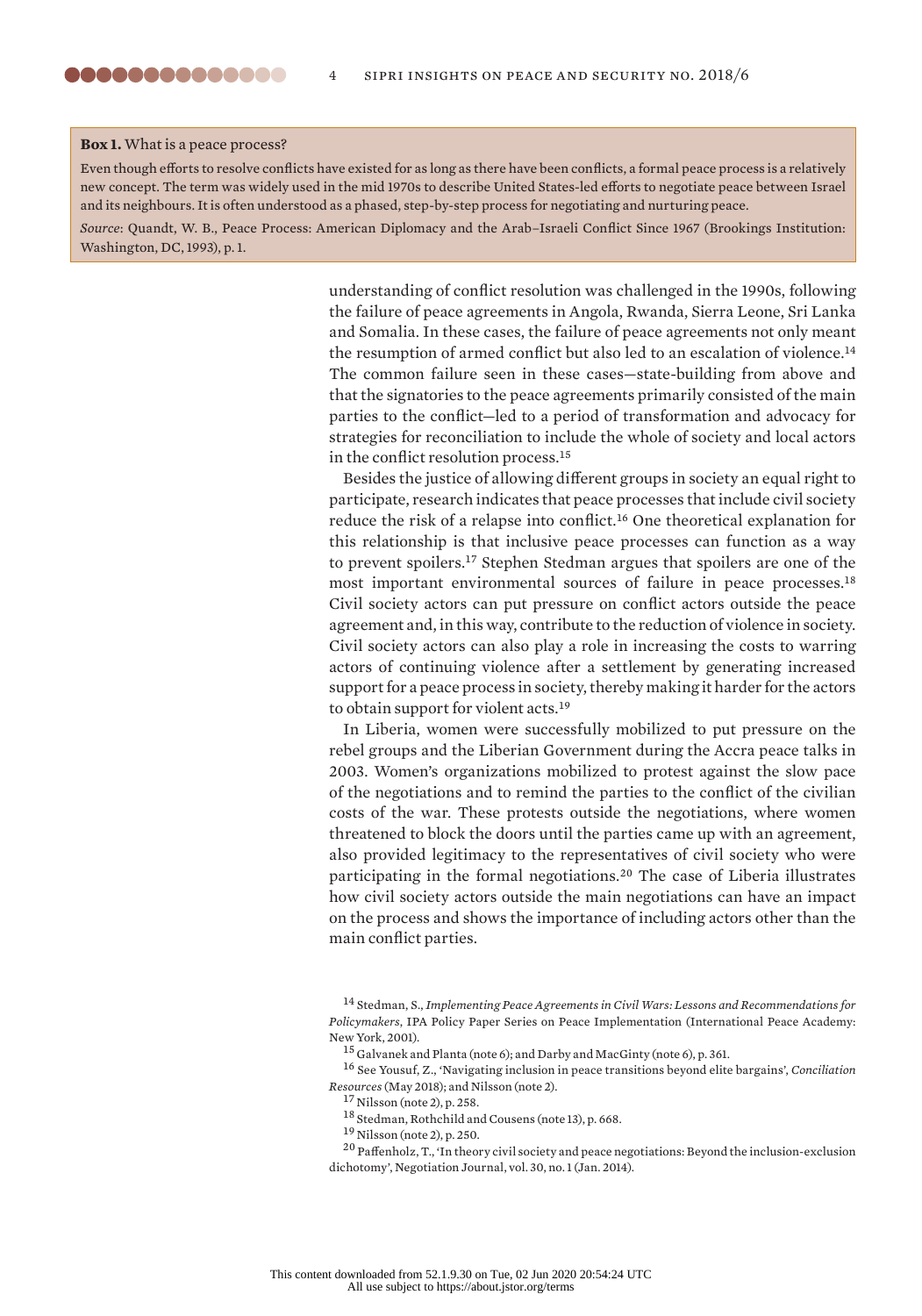**Box 1.** What is a peace process?

Even though efforts to resolve conflicts have existed for as long as there have been conflicts, a formal peace process is a relatively new concept. The term was widely used in the mid 1970s to describe United States-led efforts to negotiate peace between Israel and its neighbours. It is often understood as a phased, step-by-step process for negotiating and nurturing peace.

*Source*: Quandt, W. B., Peace Process: American Diplomacy and the Arab–Israeli Conflict Since 1967 (Brookings Institution: Washington, DC, 1993), p. 1.

understanding of conflict resolution was challenged in the 1990s, following the failure of peace agreements in Angola, Rwanda, Sierra Leone, Sri Lanka and Somalia. In these cases, the failure of peace agreements not only meant the resumption of armed conflict but also led to an escalation of violence.[14] The common failure seen in these cases—state-building from above and that the signatories to the peace agreements primarily consisted of the main parties to the conflict—led to a period of transformation and advocacy for strategies for reconciliation to include the whole of society and local actors in the conflict resolution process.[15]

Besides the justice of allowing different groups in society an equal right to participate, research indicates that peace processes that include civil society reduce the risk of a relapse into conflict.[16] One theoretical explanation for this relationship is that inclusive peace processes can function as a way to prevent spoilers.[17] Stephen Stedman argues that spoilers are one of the most important environmental sources of failure in peace processes.[18] Civil society actors can put pressure on conflict actors outside the peace agreement and, in this way, contribute to the reduction of violence in society. Civil society actors can also play a role in increasing the costs to warring actors of continuing violence after a settlement by generating increased support for a peace process in society, thereby making it harder for the actors to obtain support for violent acts.[19]

In Liberia, women were successfully mobilized to put pressure on the rebel groups and the Liberian Government during the Accra peace talks in 2003. Women's organizations mobilized to protest against the slow pace of the negotiations and to remind the parties to the conflict of the civilian costs of the war. These protests outside the negotiations, where women threatened to block the doors until the parties came up with an agreement, also provided legitimacy to the representatives of civil society who were participating in the formal negotiations.[20] The case of Liberia illustrates how civil society actors outside the main negotiations can have an impact on the process and shows the importance of including actors other than the main conflict parties.

[14] Stedman, S., *Implementing Peace Agreements in Civil Wars: Lessons and Recommendations for Policymakers*, IPA Policy Paper Series on Peace Implementation (International Peace Academy: New York, 2001).

[15] Galvanek and Planta (note 6); and Darby and MacGinty (note 6), p. 361.

[16] See Yousuf, Z., 'Navigating inclusion in peace transitions beyond elite bargains', *Conciliation Resources* (May 2018); and Nilsson (note 2).

[17] Nilsson (note 2), p. 258.

[18] Stedman, Rothchild and Cousens (note 13), p. 668.

[19] Nilsson (note 2), p. 250.

[20] Paffenholz, T., 'In theory civil society and peace negotiations: Beyond the inclusion-exclusion dichotomy', Negotiation Journal, vol. 30, no. 1 (Jan. 2014).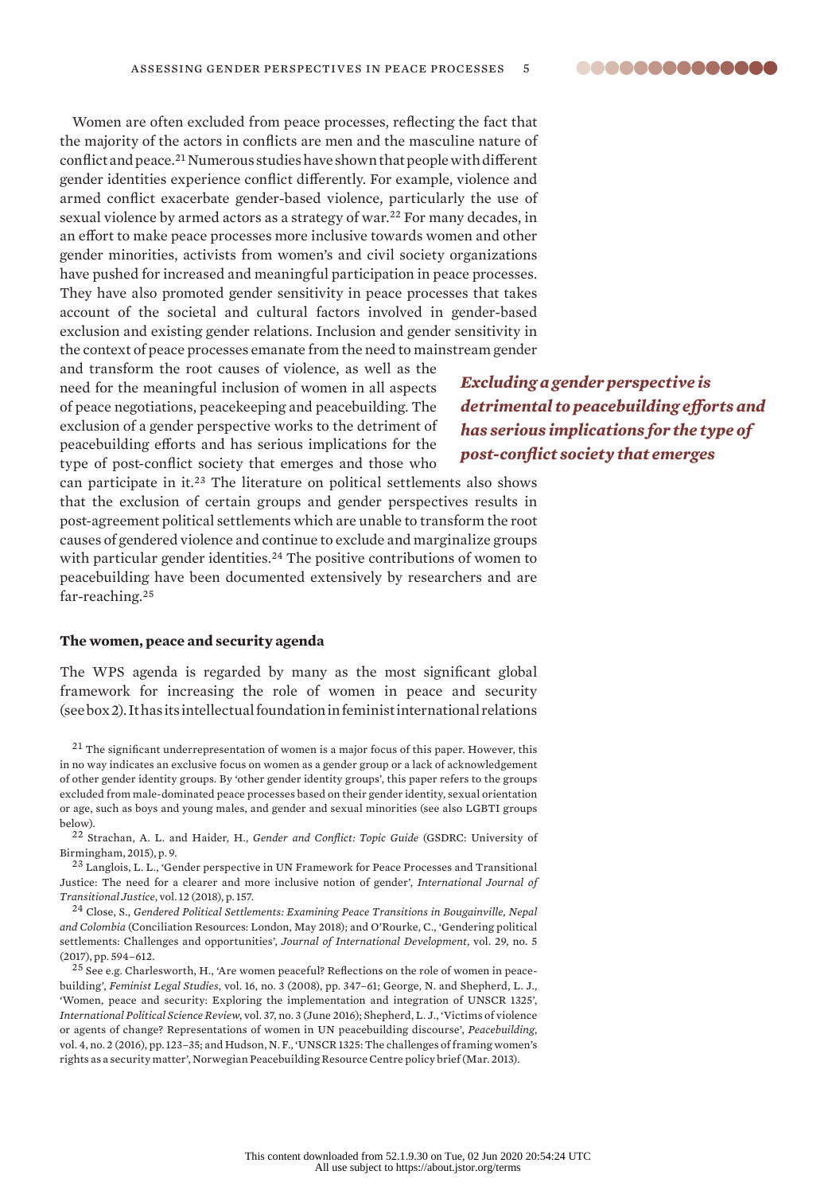Women are often excluded from peace processes, reflecting the fact that the majority of the actors in conflicts are men and the masculine nature of conflict and peace.[21] Numerous studies have shown that people with different gender identities experience conflict differently. For example, violence and armed conflict exacerbate gender-based violence, particularly the use of sexual violence by armed actors as a strategy of war.[22] For many decades, in an effort to make peace processes more inclusive towards women and other gender minorities, activists from women's and civil society organizations have pushed for increased and meaningful participation in peace processes. They have also promoted gender sensitivity in peace processes that takes account of the societal and cultural factors involved in gender-based exclusion and existing gender relations. Inclusion and gender sensitivity in the context of peace processes emanate from the need to mainstream gender and transform the root causes of violence, as well as the need for the meaningful inclusion of women in all aspects of peace negotiations, peacekeeping and peacebuilding. The exclusion of a gender perspective works to the detriment of peacebuilding efforts and has serious implications for the type of post-conflict society that emerges and those who can participate in it.[23] The literature on political settlements also shows that the exclusion of certain groups and gender perspectives results in post-agreement political settlements which are unable to transform the root causes of gendered violence and continue to exclude and marginalize groups with particular gender identities.[24] The positive contributions of women to peacebuilding have been documented extensively by researchers and are far-reaching.[25]

***Excluding a gender perspective is detrimental to peacebuilding efforts and has serious implications for the type of post-conflict society that emerges***

**The women, peace and security agenda**

The WPS agenda is regarded by many as the most significant global framework for increasing the role of women in peace and security (see box 2). It has its intellectual foundation in feminist international relations

[21] The significant underrepresentation of women is a major focus of this paper. However, this in no way indicates an exclusive focus on women as a gender group or a lack of acknowledgement of other gender identity groups. By 'other gender identity groups', this paper refers to the groups excluded from male-dominated peace processes based on their gender identity, sexual orientation or age, such as boys and young males, and gender and sexual minorities (see also LGBTI groups below).

[22] Strachan, A. L. and Haider, H., *Gender and Conflict: Topic Guide* (GSDRC: University of Birmingham, 2015), p. 9.

[23] Langlois, L. L., 'Gender perspective in UN Framework for Peace Processes and Transitional Justice: The need for a clearer and more inclusive notion of gender', *International Journal of Transitional Justice*, vol. 12 (2018), p. 157.

[24] Close, S., *Gendered Political Settlements: Examining Peace Transitions in Bougainville, Nepal and Colombia* (Conciliation Resources: London, May 2018); and O'Rourke, C., 'Gendering political settlements: Challenges and opportunities', *Journal of International Development*, vol. 29, no. 5 (2017), pp. 594–612.

[25] See e.g. Charlesworth, H., 'Are women peaceful? Reflections on the role of women in peace-building', *Feminist Legal Studies*, vol. 16, no. 3 (2008), pp. 347–61; George, N. and Shepherd, L. J., 'Women, peace and security: Exploring the implementation and integration of UNSCR 1325', *International Political Science Review*, vol. 37, no. 3 (June 2016); Shepherd, L. J., 'Victims of violence or agents of change? Representations of women in UN peacebuilding discourse', *Peacebuilding*, vol. 4, no. 2 (2016), pp. 123–35; and Hudson, N. F., 'UNSCR 1325: The challenges of framing women's rights as a security matter', Norwegian Peacebuilding Resource Centre policy brief (Mar. 2013).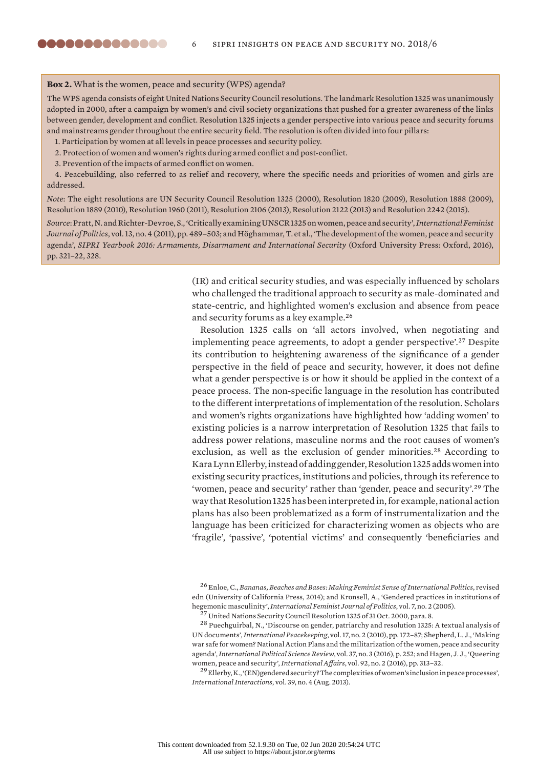**Box 2.** What is the women, peace and security (WPS) agenda?

The WPS agenda consists of eight United Nations Security Council resolutions. The landmark Resolution 1325 was unanimously adopted in 2000, after a campaign by women's and civil society organizations that pushed for a greater awareness of the links between gender, development and conflict. Resolution 1325 injects a gender perspective into various peace and security forums and mainstreams gender throughout the entire security field. The resolution is often divided into four pillars:

1. Participation by women at all levels in peace processes and security policy.
2. Protection of women and women's rights during armed conflict and post-conflict.
3. Prevention of the impacts of armed conflict on women.
4. Peacebuilding, also referred to as relief and recovery, where the specific needs and priorities of women and girls are addressed.

*Note*: The eight resolutions are UN Security Council Resolution 1325 (2000), Resolution 1820 (2009), Resolution 1888 (2009), Resolution 1889 (2010), Resolution 1960 (2011), Resolution 2106 (2013), Resolution 2122 (2013) and Resolution 2242 (2015).

*Source*: Pratt, N. and Richter-Devroe, S., 'Critically examining UNSCR 1325 on women, peace and security', *International Feminist Journal of Politics*, vol. 13, no. 4 (2011), pp. 489–503; and Höghammar, T. et al., 'The development of the women, peace and security agenda', *SIPRI Yearbook 2016: Armaments, Disarmament and International Security* (Oxford University Press: Oxford, 2016), pp. 321–22, 328.

(IR) and critical security studies, and was especially influenced by scholars who challenged the traditional approach to security as male-dominated and state-centric, and highlighted women's exclusion and absence from peace and security forums as a key example.[26]

Resolution 1325 calls on 'all actors involved, when negotiating and implementing peace agreements, to adopt a gender perspective'.[27] Despite its contribution to heightening awareness of the significance of a gender perspective in the field of peace and security, however, it does not define what a gender perspective is or how it should be applied in the context of a peace process. The non-specific language in the resolution has contributed to the different interpretations of implementation of the resolution. Scholars and women's rights organizations have highlighted how 'adding women' to existing policies is a narrow interpretation of Resolution 1325 that fails to address power relations, masculine norms and the root causes of women's exclusion, as well as the exclusion of gender minorities.[28] According to Kara Lynn Ellerby, instead of adding gender, Resolution 1325 adds women into existing security practices, institutions and policies, through its reference to 'women, peace and security' rather than 'gender, peace and security'.[29] The way that Resolution 1325 has been interpreted in, for example, national action plans has also been problematized as a form of instrumentalization and the language has been criticized for characterizing women as objects who are 'fragile', 'passive', 'potential victims' and consequently 'beneficiaries and

[26] Enloe, C., *Bananas, Beaches and Bases: Making Feminist Sense of International Politics*, revised edn (University of California Press, 2014); and Kronsell, A., 'Gendered practices in institutions of hegemonic masculinity', *International Feminist Journal of Politics*, vol. 7, no. 2 (2005).

[27] United Nations Security Council Resolution 1325 of 31 Oct. 2000, para. 8.

[28] Puechguirbal, N., 'Discourse on gender, patriarchy and resolution 1325: A textual analysis of UN documents', *International Peacekeeping*, vol. 17, no. 2 (2010), pp. 172–87; Shepherd, L. J., 'Making war safe for women? National Action Plans and the militarization of the women, peace and security agenda', *International Political Science Review*, vol. 37, no. 3 (2016), p. 252; and Hagen, J. J., 'Queering women, peace and security', *International Affairs*, vol. 92, no. 2 (2016), pp. 313–32.

[29] Ellerby, K., '(EN)gendered security? The complexities of women's inclusion in peace processes', *International Interactions*, vol. 39, no. 4 (Aug. 2013).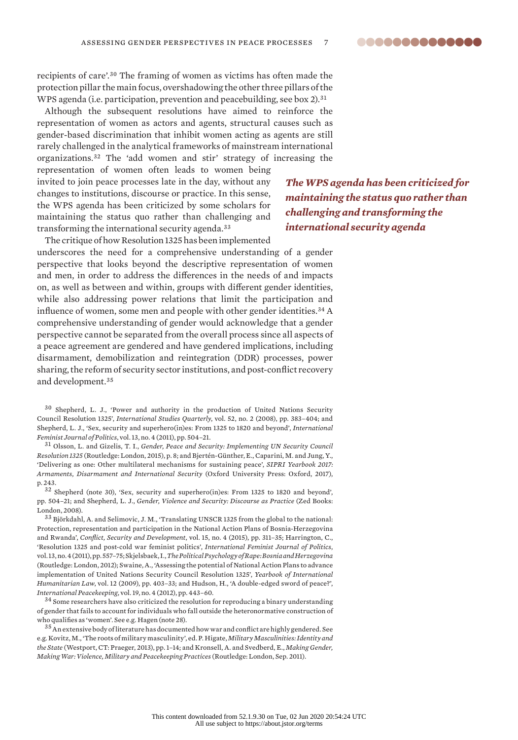recipients of care'.[30] The framing of women as victims has often made the protection pillar the main focus, overshadowing the other three pillars of the WPS agenda (i.e. participation, prevention and peacebuilding, see box 2).[31]

Although the subsequent resolutions have aimed to reinforce the representation of women as actors and agents, structural causes such as gender-based discrimination that inhibit women acting as agents are still rarely challenged in the analytical frameworks of mainstream international organizations.[32] The 'add women and stir' strategy of increasing the representation of women often leads to women being invited to join peace processes late in the day, without any changes to institutions, discourse or practice. In this sense, the WPS agenda has been criticized by some scholars for maintaining the status quo rather than challenging and transforming the international security agenda.[33]

***The WPS agenda has been criticized for maintaining the status quo rather than challenging and transforming the international security agenda***

The critique of how Resolution 1325 has been implemented underscores the need for a comprehensive understanding of a gender perspective that looks beyond the descriptive representation of women and men, in order to address the differences in the needs of and impacts on, as well as between and within, groups with different gender identities, while also addressing power relations that limit the participation and influence of women, some men and people with other gender identities.[34] A comprehensive understanding of gender would acknowledge that a gender perspective cannot be separated from the overall process since all aspects of a peace agreement are gendered and have gendered implications, including disarmament, demobilization and reintegration (DDR) processes, power sharing, the reform of security sector institutions, and post-conflict recovery and development.[35]

[30] Shepherd, L. J., 'Power and authority in the production of United Nations Security Council Resolution 1325', *International Studies Quarterly*, vol. 52, no. 2 (2008), pp. 383–404; and Shepherd, L. J., 'Sex, security and superhero(in)es: From 1325 to 1820 and beyond', *International Feminist Journal of Politics*, vol. 13, no. 4 (2011), pp. 504–21.

[31] Olsson, L. and Gizelis, T. I., *Gender, Peace and Security: Implementing UN Security Council Resolution 1325* (Routledge: London, 2015), p. 8; and Bjertén-Günther, E., Caparini, M. and Jung, Y., 'Delivering as one: Other multilateral mechanisms for sustaining peace', *SIPRI Yearbook 2017: Armaments, Disarmament and International Security* (Oxford University Press: Oxford, 2017), p. 243.

[32] Shepherd (note 30), 'Sex, security and superhero(in)es: From 1325 to 1820 and beyond', pp. 504–21; and Shepherd, L. J., *Gender, Violence and Security: Discourse as Practice* (Zed Books: London, 2008).

[33] Björkdahl, A. and Selimovic, J. M., 'Translating UNSCR 1325 from the global to the national: Protection, representation and participation in the National Action Plans of Bosnia-Herzegovina and Rwanda', *Conflict, Security and Development*, vol. 15, no. 4 (2015), pp. 311–35; Harrington, C., 'Resolution 1325 and post-cold war feminist politics', *International Feminist Journal of Politics*, vol. 13, no. 4 (2011), pp. 557–75; Skjelsbaek, I., *The Political Psychology of Rape: Bosnia and Herzegovina* (Routledge: London, 2012); Swaine, A., 'Assessing the potential of National Action Plans to advance implementation of United Nations Security Council Resolution 1325', *Yearbook of International Humanitarian Law*, vol. 12 (2009), pp. 403–33; and Hudson, H., 'A double-edged sword of peace?', *International Peacekeeping*, vol. 19, no. 4 (2012), pp. 443–60.

[34] Some researchers have also criticized the resolution for reproducing a binary understanding of gender that fails to account for individuals who fall outside the heteronormative construction of who qualifies as 'women'. See e.g. Hagen (note 28).

[35] An extensive body of literature has documented how war and conflict are highly gendered. See e.g. Kovitz, M., 'The roots of military masculinity', ed. P. Higate, *Military Masculinities: Identity and the State* (Westport, CT: Praeger, 2013), pp. 1–14; and Kronsell, A. and Svedberd, E., *Making Gender, Making War: Violence, Military and Peacekeeping Practices* (Routledge: London, Sep. 2011).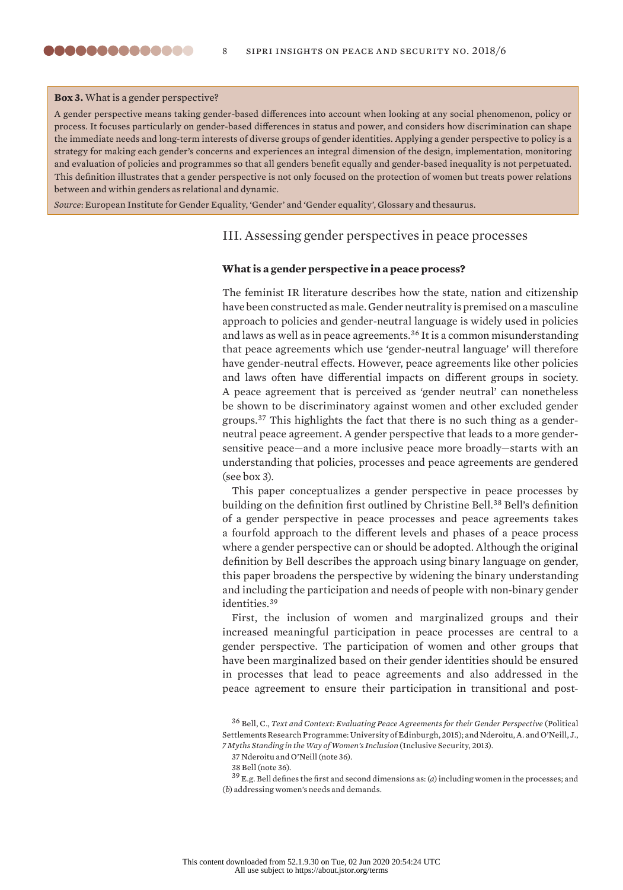**Box 3.** What is a gender perspective?

A gender perspective means taking gender-based differences into account when looking at any social phenomenon, policy or process. It focuses particularly on gender-based differences in status and power, and considers how discrimination can shape the immediate needs and long-term interests of diverse groups of gender identities. Applying a gender perspective to policy is a strategy for making each gender's concerns and experiences an integral dimension of the design, implementation, monitoring and evaluation of policies and programmes so that all genders benefit equally and gender-based inequality is not perpetuated. This definition illustrates that a gender perspective is not only focused on the protection of women but treats power relations between and within genders as relational and dynamic.

*Source*: European Institute for Gender Equality, 'Gender' and 'Gender equality', Glossary and thesaurus.

## III. Assessing gender perspectives in peace processes

### What is a gender perspective in a peace process?

The feminist IR literature describes how the state, nation and citizenship have been constructed as male. Gender neutrality is premised on a masculine approach to policies and gender-neutral language is widely used in policies and laws as well as in peace agreements.[36] It is a common misunderstanding that peace agreements which use 'gender-neutral language' will therefore have gender-neutral effects. However, peace agreements like other policies and laws often have differential impacts on different groups in society. A peace agreement that is perceived as 'gender neutral' can nonetheless be shown to be discriminatory against women and other excluded gender groups.[37] This highlights the fact that there is no such thing as a gender-neutral peace agreement. A gender perspective that leads to a more gender-sensitive peace—and a more inclusive peace more broadly—starts with an understanding that policies, processes and peace agreements are gendered (see box 3).

This paper conceptualizes a gender perspective in peace processes by building on the definition first outlined by Christine Bell.[38] Bell's definition of a gender perspective in peace processes and peace agreements takes a fourfold approach to the different levels and phases of a peace process where a gender perspective can or should be adopted. Although the original definition by Bell describes the approach using binary language on gender, this paper broadens the perspective by widening the binary understanding and including the participation and needs of people with non-binary gender identities.[39]

First, the inclusion of women and marginalized groups and their increased meaningful participation in peace processes are central to a gender perspective. The participation of women and other groups that have been marginalized based on their gender identities should be ensured in processes that lead to peace agreements and also addressed in the peace agreement to ensure their participation in transitional and post-

[36] Bell, C., *Text and Context: Evaluating Peace Agreements for their Gender Perspective* (Political Settlements Research Programme: University of Edinburgh, 2015); and Nderoitu, A. and O'Neill, J., *7 Myths Standing in the Way of Women's Inclusion* (Inclusive Security, 2013).

[37] Nderoitu and O'Neill (note 36).

[38] Bell (note 36).

[39] E.g. Bell defines the first and second dimensions as: (*a*) including women in the processes; and (*b*) addressing women's needs and demands.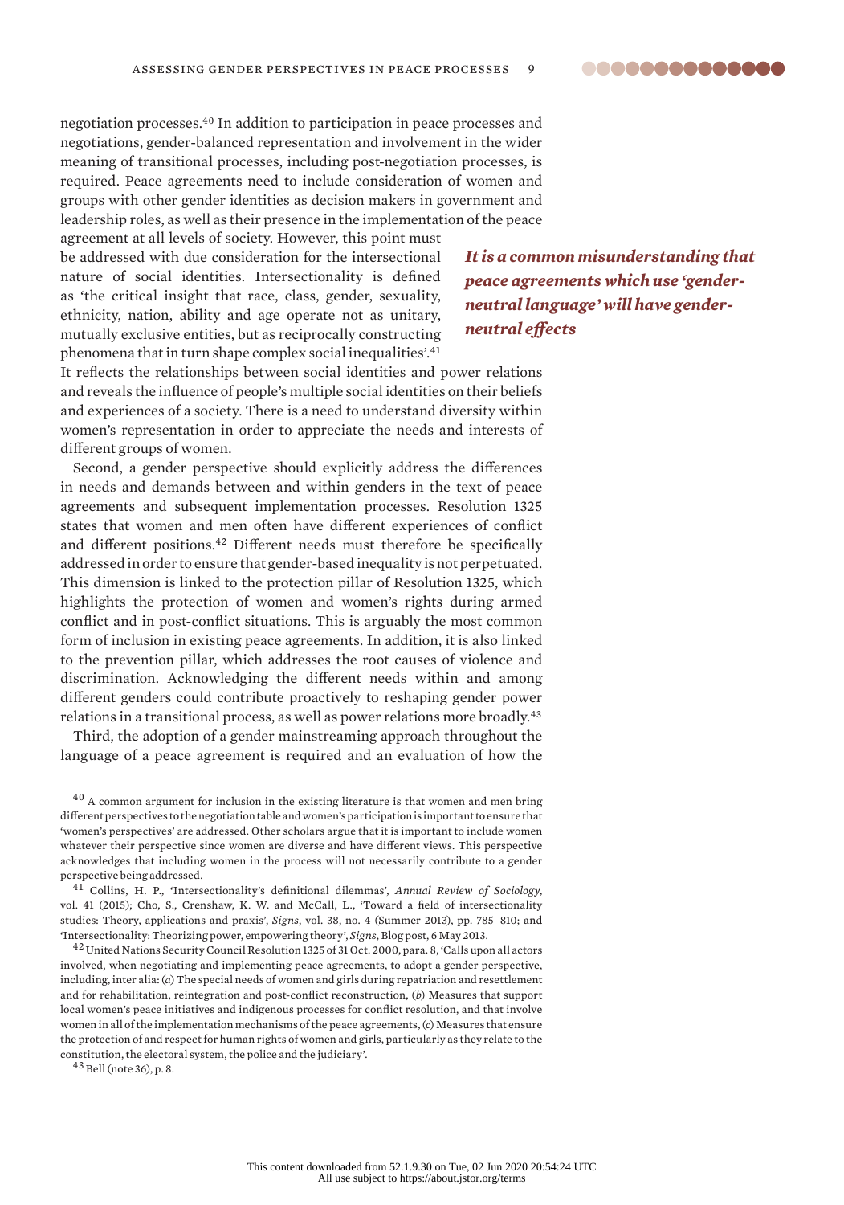negotiation processes.[40] In addition to participation in peace processes and negotiations, gender-balanced representation and involvement in the wider meaning of transitional processes, including post-negotiation processes, is required. Peace agreements need to include consideration of women and groups with other gender identities as decision makers in government and leadership roles, as well as their presence in the implementation of the peace agreement at all levels of society. However, this point must be addressed with due consideration for the intersectional nature of social identities. Intersectionality is defined as 'the critical insight that race, class, gender, sexuality, ethnicity, nation, ability and age operate not as unitary, mutually exclusive entities, but as reciprocally constructing phenomena that in turn shape complex social inequalities'.[41] It reflects the relationships between social identities and power relations and reveals the influence of people's multiple social identities on their beliefs and experiences of a society. There is a need to understand diversity within women's representation in order to appreciate the needs and interests of different groups of women.

***It is a common misunderstanding that peace agreements which use 'gender-neutral language' will have gender-neutral effects***

Second, a gender perspective should explicitly address the differences in needs and demands between and within genders in the text of peace agreements and subsequent implementation processes. Resolution 1325 states that women and men often have different experiences of conflict and different positions.[42] Different needs must therefore be specifically addressed in order to ensure that gender-based inequality is not perpetuated. This dimension is linked to the protection pillar of Resolution 1325, which highlights the protection of women and women's rights during armed conflict and in post-conflict situations. This is arguably the most common form of inclusion in existing peace agreements. In addition, it is also linked to the prevention pillar, which addresses the root causes of violence and discrimination. Acknowledging the different needs within and among different genders could contribute proactively to reshaping gender power relations in a transitional process, as well as power relations more broadly.[43]

Third, the adoption of a gender mainstreaming approach throughout the language of a peace agreement is required and an evaluation of how the

[40] A common argument for inclusion in the existing literature is that women and men bring different perspectives to the negotiation table and women's participation is important to ensure that 'women's perspectives' are addressed. Other scholars argue that it is important to include women whatever their perspective since women are diverse and have different views. This perspective acknowledges that including women in the process will not necessarily contribute to a gender perspective being addressed.

[41] Collins, H. P., 'Intersectionality's definitional dilemmas', *Annual Review of Sociology*, vol. 41 (2015); Cho, S., Crenshaw, K. W. and McCall, L., 'Toward a field of intersectionality studies: Theory, applications and praxis', *Signs*, vol. 38, no. 4 (Summer 2013), pp. 785–810; and 'Intersectionality: Theorizing power, empowering theory', *Signs*, Blog post, 6 May 2013.

[42] United Nations Security Council Resolution 1325 of 31 Oct. 2000, para. 8, 'Calls upon all actors involved, when negotiating and implementing peace agreements, to adopt a gender perspective, including, inter alia: (*a*) The special needs of women and girls during repatriation and resettlement and for rehabilitation, reintegration and post-conflict reconstruction, (*b*) Measures that support local women's peace initiatives and indigenous processes for conflict resolution, and that involve women in all of the implementation mechanisms of the peace agreements, (*c*) Measures that ensure the protection of and respect for human rights of women and girls, particularly as they relate to the constitution, the electoral system, the police and the judiciary'.

[43] Bell (note 36), p. 8.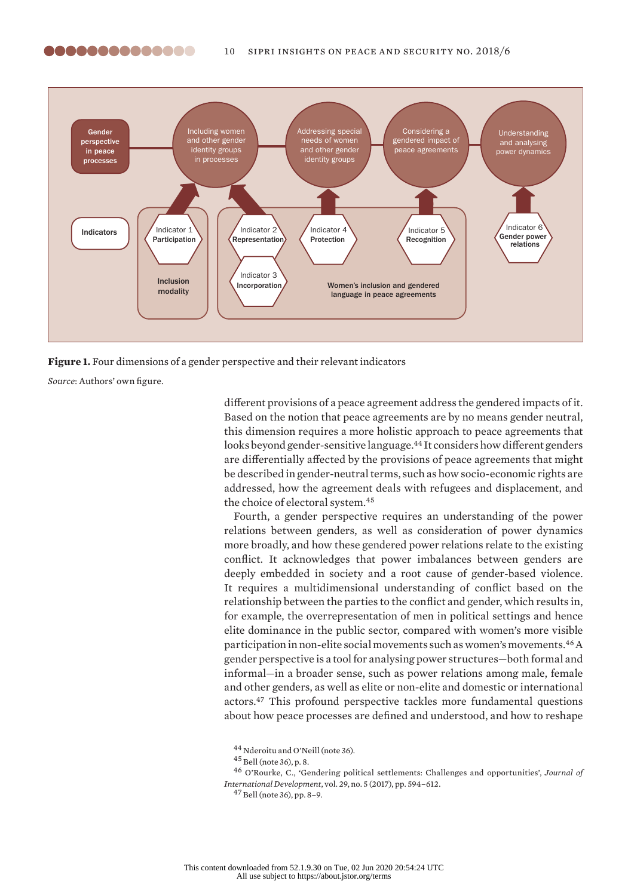**Figure 1.** Four dimensions of a gender perspective and their relevant indicators

*Source*: Authors' own figure.

different provisions of a peace agreement address the gendered impacts of it. Based on the notion that peace agreements are by no means gender neutral, this dimension requires a more holistic approach to peace agreements that looks beyond gender-sensitive language.[44] It considers how different genders are differentially affected by the provisions of peace agreements that might be described in gender-neutral terms, such as how socio-economic rights are addressed, how the agreement deals with refugees and displacement, and the choice of electoral system.[45]

Fourth, a gender perspective requires an understanding of the power relations between genders, as well as consideration of power dynamics more broadly, and how these gendered power relations relate to the existing conflict. It acknowledges that power imbalances between genders are deeply embedded in society and a root cause of gender-based violence. It requires a multidimensional understanding of conflict based on the relationship between the parties to the conflict and gender, which results in, for example, the overrepresentation of men in political settings and hence elite dominance in the public sector, compared with women's more visible participation in non-elite social movements such as women's movements.[46] A gender perspective is a tool for analysing power structures—both formal and informal—in a broader sense, such as power relations among male, female and other genders, as well as elite or non-elite and domestic or international actors.[47] This profound perspective tackles more fundamental questions about how peace processes are defined and understood, and how to reshape

[44] Nderoitu and O'Neill (note 36).

[45] Bell (note 36), p. 8.

[46] O'Rourke, C., 'Gendering political settlements: Challenges and opportunities', *Journal of International Development*, vol. 29, no. 5 (2017), pp. 594–612.

[47] Bell (note 36), pp. 8–9.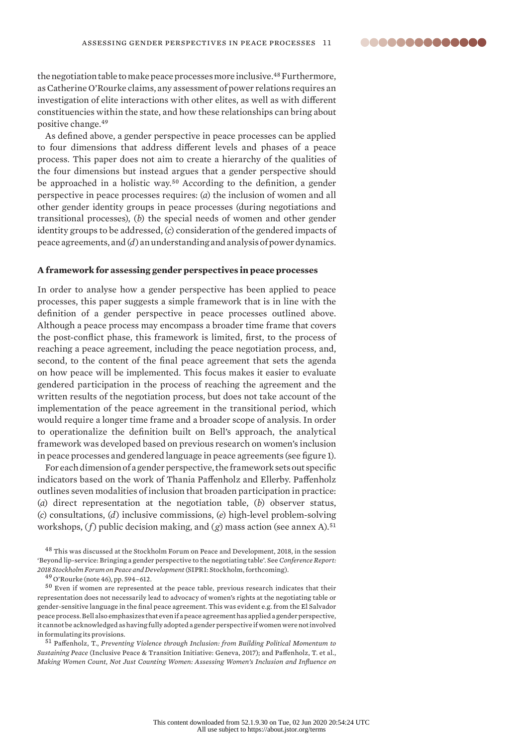the negotiation table to make peace processes more inclusive.[48] Furthermore, as Catherine O'Rourke claims, any assessment of power relations requires an investigation of elite interactions with other elites, as well as with different constituencies within the state, and how these relationships can bring about positive change.[49]

As defined above, a gender perspective in peace processes can be applied to four dimensions that address different levels and phases of a peace process. This paper does not aim to create a hierarchy of the qualities of the four dimensions but instead argues that a gender perspective should be approached in a holistic way.[50] According to the definition, a gender perspective in peace processes requires: (*a*) the inclusion of women and all other gender identity groups in peace processes (during negotiations and transitional processes), (*b*) the special needs of women and other gender identity groups to be addressed, (*c*) consideration of the gendered impacts of peace agreements, and (*d*) an understanding and analysis of power dynamics.

**A framework for assessing gender perspectives in peace processes**

In order to analyse how a gender perspective has been applied to peace processes, this paper suggests a simple framework that is in line with the definition of a gender perspective in peace processes outlined above. Although a peace process may encompass a broader time frame that covers the post-conflict phase, this framework is limited, first, to the process of reaching a peace agreement, including the peace negotiation process, and, second, to the content of the final peace agreement that sets the agenda on how peace will be implemented. This focus makes it easier to evaluate gendered participation in the process of reaching the agreement and the written results of the negotiation process, but does not take account of the implementation of the peace agreement in the transitional period, which would require a longer time frame and a broader scope of analysis. In order to operationalize the definition built on Bell's approach, the analytical framework was developed based on previous research on women's inclusion in peace processes and gendered language in peace agreements (see figure 1).

For each dimension of a gender perspective, the framework sets out specific indicators based on the work of Thania Paffenholz and Ellerby. Paffenholz outlines seven modalities of inclusion that broaden participation in practice: (*a*) direct representation at the negotiation table, (*b*) observer status, (*c*) consultations, (*d*) inclusive commissions, (*e*) high-level problem-solving workshops, (*f*) public decision making, and (*g*) mass action (see annex A).[51]

[48] This was discussed at the Stockholm Forum on Peace and Development, 2018, in the session 'Beyond lip-service: Bringing a gender perspective to the negotiating table'. See *Conference Report: 2018 Stockholm Forum on Peace and Development* (SIPRI: Stockholm, forthcoming).

[49] O'Rourke (note 46), pp. 594–612.

[50] Even if women are represented at the peace table, previous research indicates that their representation does not necessarily lead to advocacy of women's rights at the negotiating table or gender-sensitive language in the final peace agreement. This was evident e.g. from the El Salvador peace process. Bell also emphasizes that even if a peace agreement has applied a gender perspective, it cannot be acknowledged as having fully adopted a gender perspective if women were not involved in formulating its provisions.

[51] Paffenholz, T., *Preventing Violence through Inclusion: from Building Political Momentum to Sustaining Peace* (Inclusive Peace & Transition Initiative: Geneva, 2017); and Paffenholz, T. et al., *Making Women Count, Not Just Counting Women: Assessing Women's Inclusion and Influence on*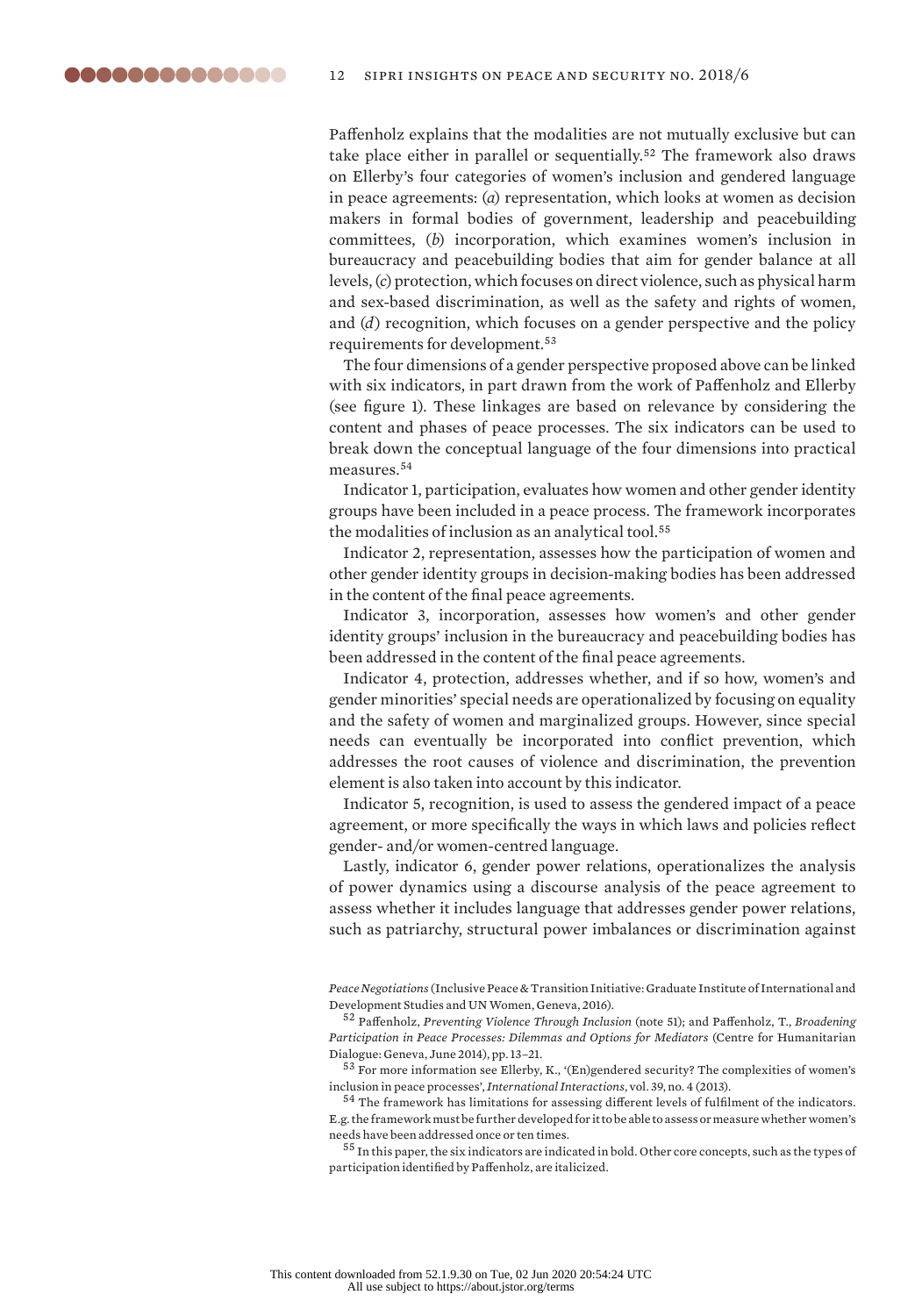Paffenholz explains that the modalities are not mutually exclusive but can take place either in parallel or sequentially.[52] The framework also draws on Ellerby's four categories of women's inclusion and gendered language in peace agreements: (*a*) representation, which looks at women as decision makers in formal bodies of government, leadership and peacebuilding committees, (*b*) incorporation, which examines women's inclusion in bureaucracy and peacebuilding bodies that aim for gender balance at all levels, (*c*) protection, which focuses on direct violence, such as physical harm and sex-based discrimination, as well as the safety and rights of women, and (*d*) recognition, which focuses on a gender perspective and the policy requirements for development.[53]

The four dimensions of a gender perspective proposed above can be linked with six indicators, in part drawn from the work of Paffenholz and Ellerby (see figure 1). These linkages are based on relevance by considering the content and phases of peace processes. The six indicators can be used to break down the conceptual language of the four dimensions into practical measures.[54]

Indicator 1, participation, evaluates how women and other gender identity groups have been included in a peace process. The framework incorporates the modalities of inclusion as an analytical tool.[55]

Indicator 2, representation, assesses how the participation of women and other gender identity groups in decision-making bodies has been addressed in the content of the final peace agreements.

Indicator 3, incorporation, assesses how women's and other gender identity groups' inclusion in the bureaucracy and peacebuilding bodies has been addressed in the content of the final peace agreements.

Indicator 4, protection, addresses whether, and if so how, women's and gender minorities' special needs are operationalized by focusing on equality and the safety of women and marginalized groups. However, since special needs can eventually be incorporated into conflict prevention, which addresses the root causes of violence and discrimination, the prevention element is also taken into account by this indicator.

Indicator 5, recognition, is used to assess the gendered impact of a peace agreement, or more specifically the ways in which laws and policies reflect gender- and/or women-centred language.

Lastly, indicator 6, gender power relations, operationalizes the analysis of power dynamics using a discourse analysis of the peace agreement to assess whether it includes language that addresses gender power relations, such as patriarchy, structural power imbalances or discrimination against

*Peace Negotiations* (Inclusive Peace & Transition Initiative: Graduate Institute of International and Development Studies and UN Women, Geneva, 2016).

[52] Paffenholz, *Preventing Violence Through Inclusion* (note 51); and Paffenholz, T., *Broadening Participation in Peace Processes: Dilemmas and Options for Mediators* (Centre for Humanitarian Dialogue: Geneva, June 2014), pp. 13–21.

[53] For more information see Ellerby, K., '(En)gendered security? The complexities of women's inclusion in peace processes', *International Interactions*, vol. 39, no. 4 (2013).

[54] The framework has limitations for assessing different levels of fulfilment of the indicators. E.g. the framework must be further developed for it to be able to assess or measure whether women's needs have been addressed once or ten times.

[55] In this paper, the six indicators are indicated in bold. Other core concepts, such as the types of participation identified by Paffenholz, are italicized.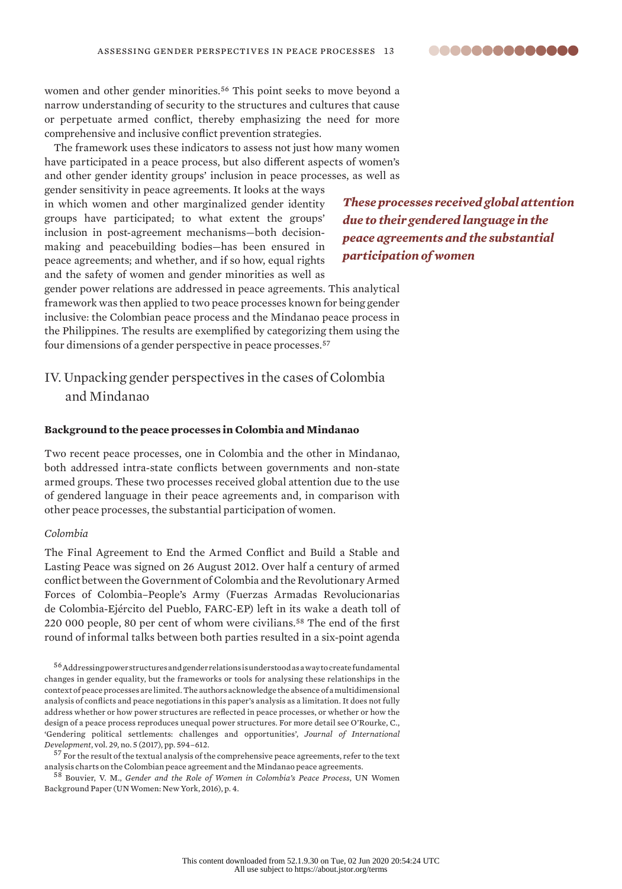women and other gender minorities.[56] This point seeks to move beyond a narrow understanding of security to the structures and cultures that cause or perpetuate armed conflict, thereby emphasizing the need for more comprehensive and inclusive conflict prevention strategies.

The framework uses these indicators to assess not just how many women have participated in a peace process, but also different aspects of women's and other gender identity groups' inclusion in peace processes, as well as gender sensitivity in peace agreements. It looks at the ways in which women and other marginalized gender identity groups have participated; to what extent the groups' inclusion in post-agreement mechanisms—both decision-making and peacebuilding bodies—has been ensured in peace agreements; and whether, and if so how, equal rights and the safety of women and gender minorities as well as gender power relations are addressed in peace agreements. This analytical framework was then applied to two peace processes known for being gender inclusive: the Colombian peace process and the Mindanao peace process in the Philippines. The results are exemplified by categorizing them using the four dimensions of a gender perspective in peace processes.[57]

*These processes received global attention due to their gendered language in the peace agreements and the substantial participation of women*

## IV. Unpacking gender perspectives in the cases of Colombia and Mindanao

### Background to the peace processes in Colombia and Mindanao

Two recent peace processes, one in Colombia and the other in Mindanao, both addressed intra-state conflicts between governments and non-state armed groups. These two processes received global attention due to the use of gendered language in their peace agreements and, in comparison with other peace processes, the substantial participation of women.

*Colombia*

The Final Agreement to End the Armed Conflict and Build a Stable and Lasting Peace was signed on 26 August 2012. Over half a century of armed conflict between the Government of Colombia and the Revolutionary Armed Forces of Colombia–People's Army (Fuerzas Armadas Revolucionarias de Colombia-Ejército del Pueblo, FARC-EP) left in its wake a death toll of 220 000 people, 80 per cent of whom were civilians.[58] The end of the first round of informal talks between both parties resulted in a six-point agenda

[56] Addressing power structures and gender relations is understood as a way to create fundamental changes in gender equality, but the frameworks or tools for analysing these relationships in the context of peace processes are limited. The authors acknowledge the absence of a multidimensional analysis of conflicts and peace negotiations in this paper's analysis as a limitation. It does not fully address whether or how power structures are reflected in peace processes, or whether or how the design of a peace process reproduces unequal power structures. For more detail see O'Rourke, C., 'Gendering political settlements: challenges and opportunities', *Journal of International Development*, vol. 29, no. 5 (2017), pp. 594–612.

[57] For the result of the textual analysis of the comprehensive peace agreements, refer to the text analysis charts on the Colombian peace agreement and the Mindanao peace agreements.

[58] Bouvier, V. M., *Gender and the Role of Women in Colombia's Peace Process*, UN Women Background Paper (UN Women: New York, 2016), p. 4.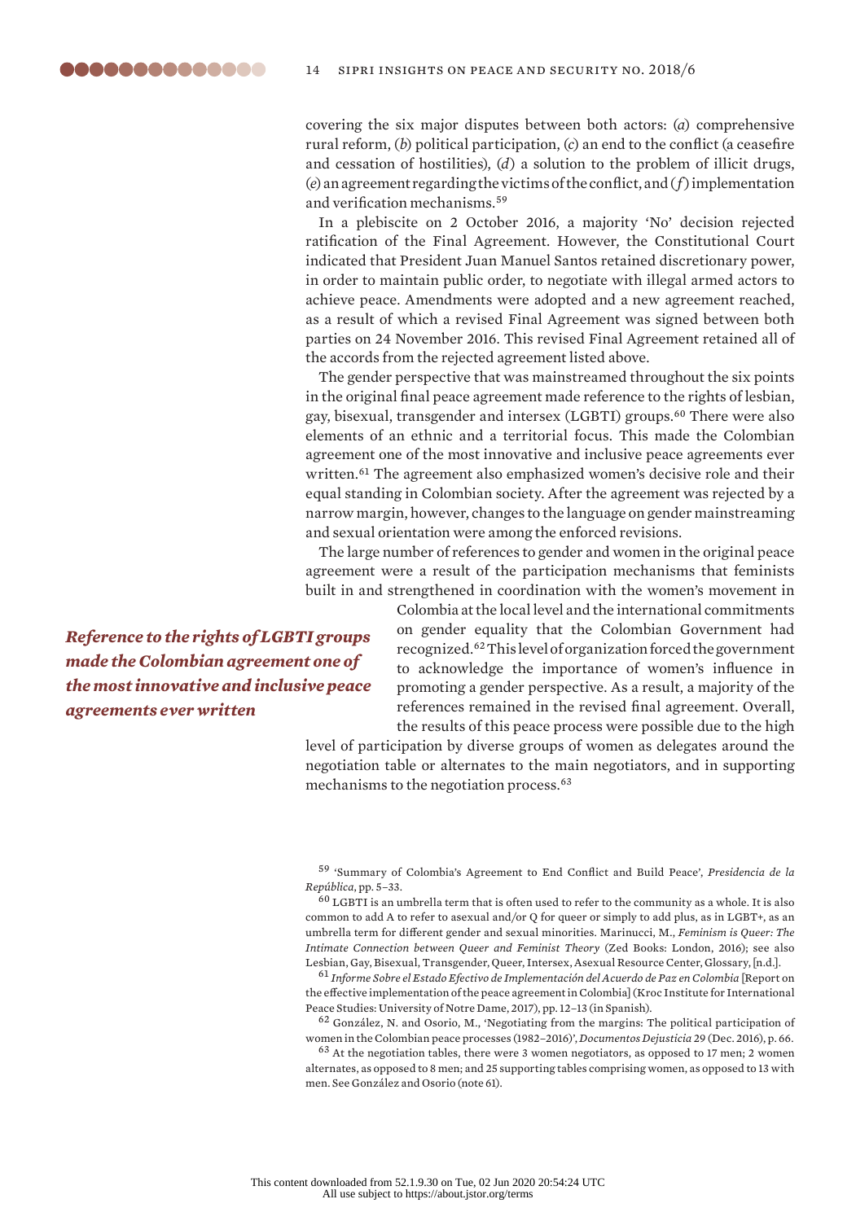covering the six major disputes between both actors: (*a*) comprehensive rural reform, (*b*) political participation, (*c*) an end to the conflict (a ceasefire and cessation of hostilities), (*d*) a solution to the problem of illicit drugs, (*e*) an agreement regarding the victims of the conflict, and (*f*) implementation and verification mechanisms.[59]

In a plebiscite on 2 October 2016, a majority 'No' decision rejected ratification of the Final Agreement. However, the Constitutional Court indicated that President Juan Manuel Santos retained discretionary power, in order to maintain public order, to negotiate with illegal armed actors to achieve peace. Amendments were adopted and a new agreement reached, as a result of which a revised Final Agreement was signed between both parties on 24 November 2016. This revised Final Agreement retained all of the accords from the rejected agreement listed above.

The gender perspective that was mainstreamed throughout the six points in the original final peace agreement made reference to the rights of lesbian, gay, bisexual, transgender and intersex (LGBTI) groups.[60] There were also elements of an ethnic and a territorial focus. This made the Colombian agreement one of the most innovative and inclusive peace agreements ever written.[61] The agreement also emphasized women's decisive role and their equal standing in Colombian society. After the agreement was rejected by a narrow margin, however, changes to the language on gender mainstreaming and sexual orientation were among the enforced revisions.

The large number of references to gender and women in the original peace agreement were a result of the participation mechanisms that feminists built in and strengthened in coordination with the women's movement in Colombia at the local level and the international commitments on gender equality that the Colombian Government had recognized.[62] This level of organization forced the government to acknowledge the importance of women's influence in promoting a gender perspective. As a result, a majority of the references remained in the revised final agreement. Overall, the results of this peace process were possible due to the high level of participation by diverse groups of women as delegates around the negotiation table or alternates to the main negotiators, and in supporting mechanisms to the negotiation process.[63]

***Reference to the rights of LGBTI groups made the Colombian agreement one of the most innovative and inclusive peace agreements ever written***

[59] 'Summary of Colombia's Agreement to End Conflict and Build Peace', *Presidencia de la República*, pp. 5–33.

[60] LGBTI is an umbrella term that is often used to refer to the community as a whole. It is also common to add A to refer to asexual and/or Q for queer or simply to add plus, as in LGBT+, as an umbrella term for different gender and sexual minorities. Marinucci, M., *Feminism is Queer: The Intimate Connection between Queer and Feminist Theory* (Zed Books: London, 2016); see also Lesbian, Gay, Bisexual, Transgender, Queer, Intersex, Asexual Resource Center, Glossary, [n.d.].

[61] *Informe Sobre el Estado Efectivo de Implementación del Acuerdo de Paz en Colombia* [Report on the effective implementation of the peace agreement in Colombia] (Kroc Institute for International Peace Studies: University of Notre Dame, 2017), pp. 12–13 (in Spanish).

[62] González, N. and Osorio, M., 'Negotiating from the margins: The political participation of women in the Colombian peace processes (1982–2016)', *Documentos Dejusticia* 29 (Dec. 2016), p. 66.

[63] At the negotiation tables, there were 3 women negotiators, as opposed to 17 men; 2 women alternates, as opposed to 8 men; and 25 supporting tables comprising women, as opposed to 13 with men. See González and Osorio (note 61).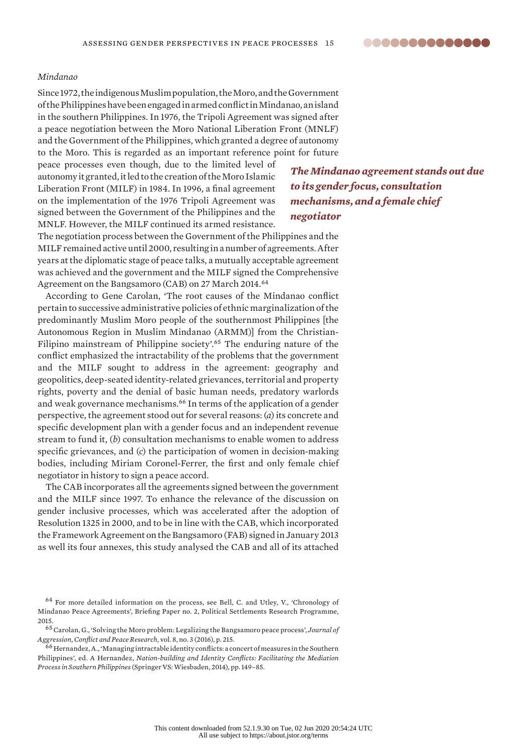*Mindanao*

Since 1972, the indigenous Muslim population, the Moro, and the Government of the Philippines have been engaged in armed conflict in Mindanao, an island in the southern Philippines. In 1976, the Tripoli Agreement was signed after a peace negotiation between the Moro National Liberation Front (MNLF) and the Government of the Philippines, which granted a degree of autonomy to the Moro. This is regarded as an important reference point for future peace processes even though, due to the limited level of autonomy it granted, it led to the creation of the Moro Islamic Liberation Front (MILF) in 1984. In 1996, a final agreement on the implementation of the 1976 Tripoli Agreement was signed between the Government of the Philippines and the MNLF. However, the MILF continued its armed resistance. The negotiation process between the Government of the Philippines and the MILF remained active until 2000, resulting in a number of agreements. After years at the diplomatic stage of peace talks, a mutually acceptable agreement was achieved and the government and the MILF signed the Comprehensive Agreement on the Bangsamoro (CAB) on 27 March 2014.[64]

***The Mindanao agreement stands out due to its gender focus, consultation mechanisms, and a female chief negotiator***

According to Gene Carolan, 'The root causes of the Mindanao conflict pertain to successive administrative policies of ethnic marginalization of the predominantly Muslim Moro people of the southernmost Philippines [the Autonomous Region in Muslim Mindanao (ARMM)] from the Christian-Filipino mainstream of Philippine society'.[65] The enduring nature of the conflict emphasized the intractability of the problems that the government and the MILF sought to address in the agreement: geography and geopolitics, deep-seated identity-related grievances, territorial and property rights, poverty and the denial of basic human needs, predatory warlords and weak governance mechanisms.[66] In terms of the application of a gender perspective, the agreement stood out for several reasons: (*a*) its concrete and specific development plan with a gender focus and an independent revenue stream to fund it, (*b*) consultation mechanisms to enable women to address specific grievances, and (*c*) the participation of women in decision-making bodies, including Miriam Coronel-Ferrer, the first and only female chief negotiator in history to sign a peace accord.

The CAB incorporates all the agreements signed between the government and the MILF since 1997. To enhance the relevance of the discussion on gender inclusive processes, which was accelerated after the adoption of Resolution 1325 in 2000, and to be in line with the CAB, which incorporated the Framework Agreement on the Bangsamoro (FAB) signed in January 2013 as well its four annexes, this study analysed the CAB and all of its attached

[64] For more detailed information on the process, see Bell, C. and Utley, V., 'Chronology of Mindanao Peace Agreements', Briefing Paper no. 2, Political Settlements Research Programme, 2015.

[65] Carolan, G., 'Solving the Moro problem: Legalizing the Bangsamoro peace process', *Journal of Aggression, Conflict and Peace Research*, vol. 8, no. 3 (2016), p. 215.

[66] Hernandez, A., 'Managing intractable identity conflicts: a concert of measures in the Southern Philippines', ed. A Hernandez, *Nation-building and Identity Conflicts: Facilitating the Mediation Process in Southern Philippines* (Springer VS: Wiesbaden, 2014), pp. 149–85.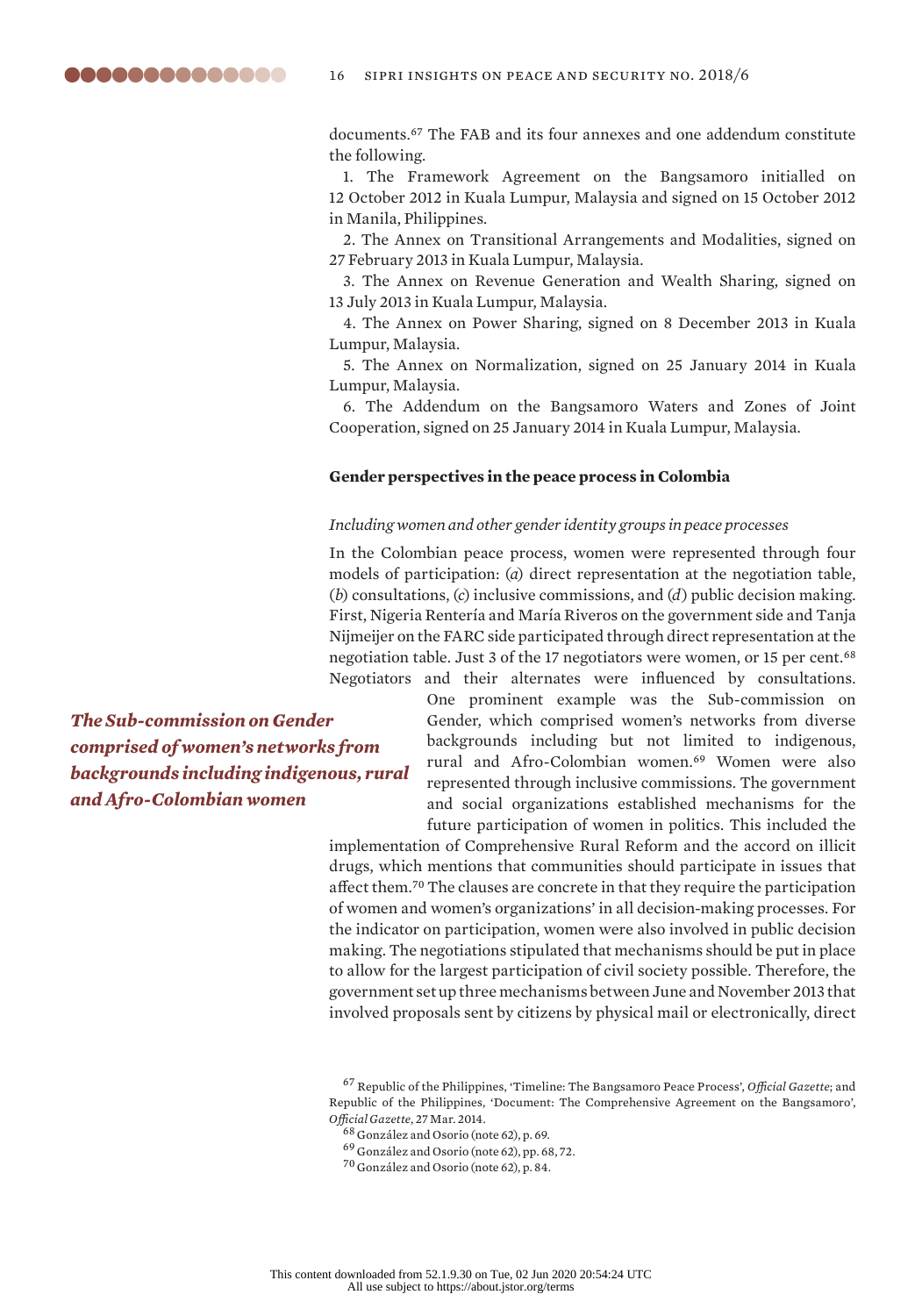documents.[67] The FAB and its four annexes and one addendum constitute the following.

1. The Framework Agreement on the Bangsamoro initialled on 12 October 2012 in Kuala Lumpur, Malaysia and signed on 15 October 2012 in Manila, Philippines.

2. The Annex on Transitional Arrangements and Modalities, signed on 27 February 2013 in Kuala Lumpur, Malaysia.

3. The Annex on Revenue Generation and Wealth Sharing, signed on 13 July 2013 in Kuala Lumpur, Malaysia.

4. The Annex on Power Sharing, signed on 8 December 2013 in Kuala Lumpur, Malaysia.

5. The Annex on Normalization, signed on 25 January 2014 in Kuala Lumpur, Malaysia.

6. The Addendum on the Bangsamoro Waters and Zones of Joint Cooperation, signed on 25 January 2014 in Kuala Lumpur, Malaysia.

### Gender perspectives in the peace process in Colombia

#### *Including women and other gender identity groups in peace processes*

In the Colombian peace process, women were represented through four models of participation: (*a*) direct representation at the negotiation table, (*b*) consultations, (*c*) inclusive commissions, and (*d*) public decision making. First, Nigeria Rentería and María Riveros on the government side and Tanja Nijmeijer on the FARC side participated through direct representation at the negotiation table. Just 3 of the 17 negotiators were women, or 15 per cent.[68] Negotiators and their alternates were influenced by consultations. One prominent example was the Sub-commission on Gender, which comprised women's networks from diverse backgrounds including but not limited to indigenous, rural and Afro-Colombian women.[69] Women were also represented through inclusive commissions. The government and social organizations established mechanisms for the future participation of women in politics. This included the implementation of Comprehensive Rural Reform and the accord on illicit drugs, which mentions that communities should participate in issues that affect them.[70] The clauses are concrete in that they require the participation of women and women's organizations' in all decision-making processes. For the indicator on participation, women were also involved in public decision making. The negotiations stipulated that mechanisms should be put in place to allow for the largest participation of civil society possible. Therefore, the government set up three mechanisms between June and November 2013 that involved proposals sent by citizens by physical mail or electronically, direct

***The Sub-commission on Gender comprised of women's networks from backgrounds including indigenous, rural and Afro-Colombian women***

[67] Republic of the Philippines, 'Timeline: The Bangsamoro Peace Process', *Official Gazette*; and Republic of the Philippines, 'Document: The Comprehensive Agreement on the Bangsamoro', *Official Gazette*, 27 Mar. 2014.

[68] González and Osorio (note 62), p. 69.

[69] González and Osorio (note 62), pp. 68, 72.

[70] González and Osorio (note 62), p. 84.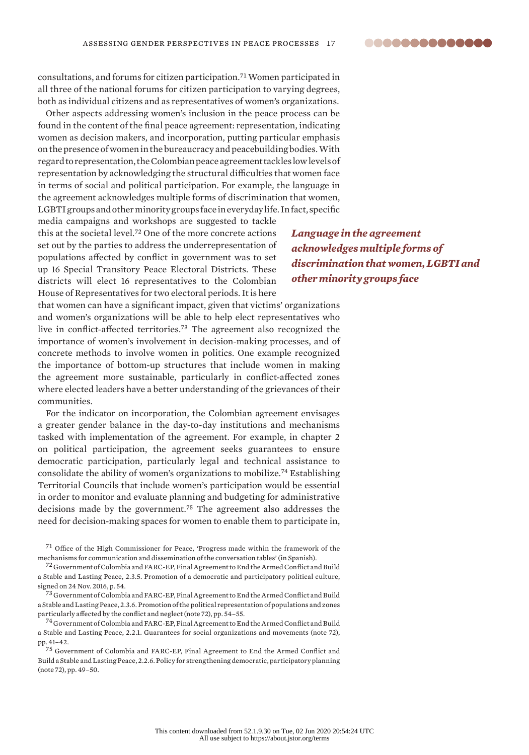consultations, and forums for citizen participation.[71] Women participated in all three of the national forums for citizen participation to varying degrees, both as individual citizens and as representatives of women's organizations.

Other aspects addressing women's inclusion in the peace process can be found in the content of the final peace agreement: representation, indicating women as decision makers, and incorporation, putting particular emphasis on the presence of women in the bureaucracy and peacebuilding bodies. With regard to representation, the Colombian peace agreement tackles low levels of representation by acknowledging the structural difficulties that women face in terms of social and political participation. For example, the language in the agreement acknowledges multiple forms of discrimination that women, LGBTI groups and other minority groups face in everyday life. In fact, specific media campaigns and workshops are suggested to tackle this at the societal level.[72] One of the more concrete actions set out by the parties to address the underrepresentation of populations affected by conflict in government was to set up 16 Special Transitory Peace Electoral Districts. These districts will elect 16 representatives to the Colombian House of Representatives for two electoral periods. It is here that women can have a significant impact, given that victims' organizations and women's organizations will be able to help elect representatives who live in conflict-affected territories.[73] The agreement also recognized the importance of women's involvement in decision-making processes, and of concrete methods to involve women in politics. One example recognized the importance of bottom-up structures that include women in making the agreement more sustainable, particularly in conflict-affected zones where elected leaders have a better understanding of the grievances of their communities.

***Language in the agreement acknowledges multiple forms of discrimination that women, LGBTI and other minority groups face***

For the indicator on incorporation, the Colombian agreement envisages a greater gender balance in the day-to-day institutions and mechanisms tasked with implementation of the agreement. For example, in chapter 2 on political participation, the agreement seeks guarantees to ensure democratic participation, particularly legal and technical assistance to consolidate the ability of women's organizations to mobilize.[74] Establishing Territorial Councils that include women's participation would be essential in order to monitor and evaluate planning and budgeting for administrative decisions made by the government.[75] The agreement also addresses the need for decision-making spaces for women to enable them to participate in,

[71] Office of the High Commissioner for Peace, 'Progress made within the framework of the mechanisms for communication and dissemination of the conversation tables' (in Spanish).

[72] Government of Colombia and FARC-EP, Final Agreement to End the Armed Conflict and Build a Stable and Lasting Peace, 2.3.5. Promotion of a democratic and participatory political culture, signed on 24 Nov. 2016, p. 54.

[73] Government of Colombia and FARC-EP, Final Agreement to End the Armed Conflict and Build a Stable and Lasting Peace, 2.3.6. Promotion of the political representation of populations and zones particularly affected by the conflict and neglect (note 72), pp. 54–55.

[74] Government of Colombia and FARC-EP, Final Agreement to End the Armed Conflict and Build a Stable and Lasting Peace, 2.2.1. Guarantees for social organizations and movements (note 72), pp. 41–42.

[75] Government of Colombia and FARC-EP, Final Agreement to End the Armed Conflict and Build a Stable and Lasting Peace, 2.2.6. Policy for strengthening democratic, participatory planning (note 72), pp. 49–50.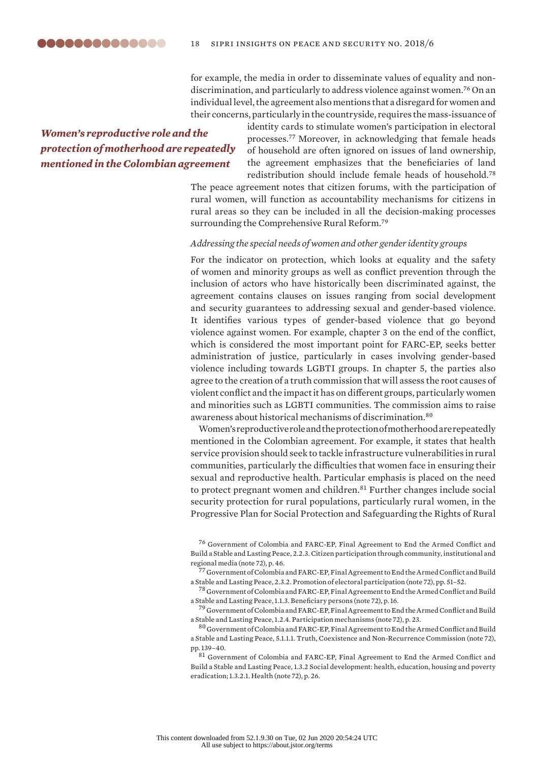for example, the media in order to disseminate values of equality and non-discrimination, and particularly to address violence against women.[76] On an individual level, the agreement also mentions that a disregard for women and their concerns, particularly in the countryside, requires the mass-issuance of identity cards to stimulate women's participation in electoral processes.[77] Moreover, in acknowledging that female heads of household are often ignored on issues of land ownership, the agreement emphasizes that the beneficiaries of land redistribution should include female heads of household.[78] The peace agreement notes that citizen forums, with the participation of rural women, will function as accountability mechanisms for citizens in rural areas so they can be included in all the decision-making processes surrounding the Comprehensive Rural Reform.[79]

***Women's reproductive role and the protection of motherhood are repeatedly mentioned in the Colombian agreement***

### *Addressing the special needs of women and other gender identity groups*

For the indicator on protection, which looks at equality and the safety of women and minority groups as well as conflict prevention through the inclusion of actors who have historically been discriminated against, the agreement contains clauses on issues ranging from social development and security guarantees to addressing sexual and gender-based violence. It identifies various types of gender-based violence that go beyond violence against women. For example, chapter 3 on the end of the conflict, which is considered the most important point for FARC-EP, seeks better administration of justice, particularly in cases involving gender-based violence including towards LGBTI groups. In chapter 5, the parties also agree to the creation of a truth commission that will assess the root causes of violent conflict and the impact it has on different groups, particularly women and minorities such as LGBTI communities. The commission aims to raise awareness about historical mechanisms of discrimination.[80]

Women's reproductive role and the protection of motherhood are repeatedly mentioned in the Colombian agreement. For example, it states that health service provision should seek to tackle infrastructure vulnerabilities in rural communities, particularly the difficulties that women face in ensuring their sexual and reproductive health. Particular emphasis is placed on the need to protect pregnant women and children.[81] Further changes include social security protection for rural populations, particularly rural women, in the Progressive Plan for Social Protection and Safeguarding the Rights of Rural

[76] Government of Colombia and FARC-EP, Final Agreement to End the Armed Conflict and Build a Stable and Lasting Peace, 2.2.3. Citizen participation through community, institutional and regional media (note 72), p. 46.

[77] Government of Colombia and FARC-EP, Final Agreement to End the Armed Conflict and Build a Stable and Lasting Peace, 2.3.2. Promotion of electoral participation (note 72), pp. 51–52.

[78] Government of Colombia and FARC-EP, Final Agreement to End the Armed Conflict and Build a Stable and Lasting Peace, 1.1.3. Beneficiary persons (note 72), p. 16.

[79] Government of Colombia and FARC-EP, Final Agreement to End the Armed Conflict and Build a Stable and Lasting Peace, 1.2.4. Participation mechanisms (note 72), p. 23.

[80] Government of Colombia and FARC-EP, Final Agreement to End the Armed Conflict and Build a Stable and Lasting Peace, 5.1.1.1. Truth, Coexistence and Non-Recurrence Commission (note 72), pp. 139–40.

[81] Government of Colombia and FARC-EP, Final Agreement to End the Armed Conflict and Build a Stable and Lasting Peace, 1.3.2 Social development: health, education, housing and poverty eradication; 1.3.2.1. Health (note 72), p. 26.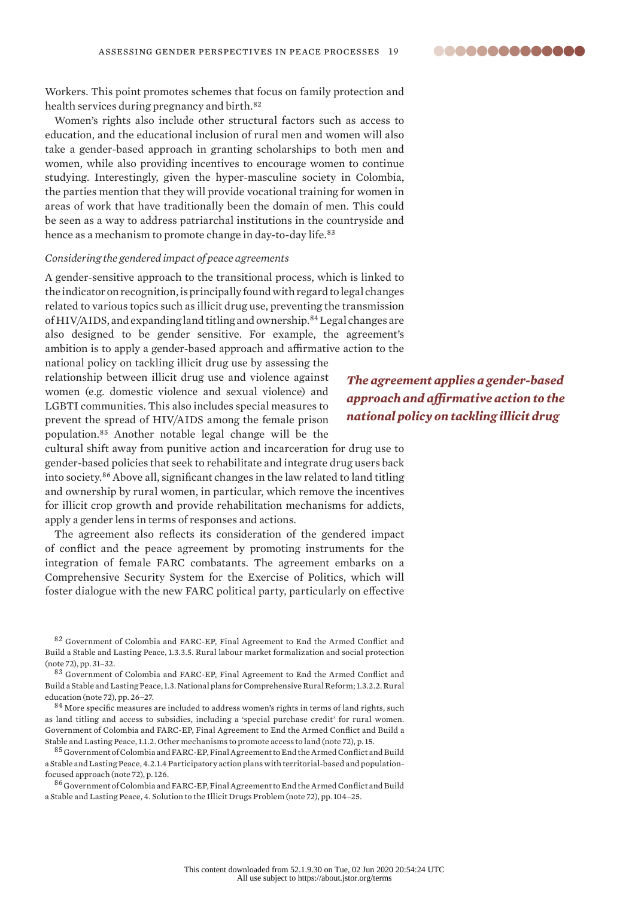Workers. This point promotes schemes that focus on family protection and health services during pregnancy and birth.[82]

Women's rights also include other structural factors such as access to education, and the educational inclusion of rural men and women will also take a gender-based approach in granting scholarships to both men and women, while also providing incentives to encourage women to continue studying. Interestingly, given the hyper-masculine society in Colombia, the parties mention that they will provide vocational training for women in areas of work that have traditionally been the domain of men. This could be seen as a way to address patriarchal institutions in the countryside and hence as a mechanism to promote change in day-to-day life.[83]

*Considering the gendered impact of peace agreements*

A gender-sensitive approach to the transitional process, which is linked to the indicator on recognition, is principally found with regard to legal changes related to various topics such as illicit drug use, preventing the transmission of HIV/AIDS, and expanding land titling and ownership.[84] Legal changes are also designed to be gender sensitive. For example, the agreement's ambition is to apply a gender-based approach and affirmative action to the national policy on tackling illicit drug use by assessing the relationship between illicit drug use and violence against women (e.g. domestic violence and sexual violence) and LGBTI communities. This also includes special measures to prevent the spread of HIV/AIDS among the female prison population.[85] Another notable legal change will be the cultural shift away from punitive action and incarceration for drug use to gender-based policies that seek to rehabilitate and integrate drug users back into society.[86] Above all, significant changes in the law related to land titling and ownership by rural women, in particular, which remove the incentives for illicit crop growth and provide rehabilitation mechanisms for addicts, apply a gender lens in terms of responses and actions.

***The agreement applies a gender-based approach and affirmative action to the national policy on tackling illicit drug***

The agreement also reflects its consideration of the gendered impact of conflict and the peace agreement by promoting instruments for the integration of female FARC combatants. The agreement embarks on a Comprehensive Security System for the Exercise of Politics, which will foster dialogue with the new FARC political party, particularly on effective

[82] Government of Colombia and FARC-EP, Final Agreement to End the Armed Conflict and Build a Stable and Lasting Peace, 1.3.3.5. Rural labour market formalization and social protection (note 72), pp. 31–32.

[83] Government of Colombia and FARC-EP, Final Agreement to End the Armed Conflict and Build a Stable and Lasting Peace, 1.3. National plans for Comprehensive Rural Reform; 1.3.2.2. Rural education (note 72), pp. 26–27.

[84] More specific measures are included to address women's rights in terms of land rights, such as land titling and access to subsidies, including a 'special purchase credit' for rural women. Government of Colombia and FARC-EP, Final Agreement to End the Armed Conflict and Build a Stable and Lasting Peace, 1.1.2. Other mechanisms to promote access to land (note 72), p. 15.

[85] Government of Colombia and FARC-EP, Final Agreement to End the Armed Conflict and Build a Stable and Lasting Peace, 4.2.1.4 Participatory action plans with territorial-based and population-focused approach (note 72), p. 126.

[86] Government of Colombia and FARC-EP, Final Agreement to End the Armed Conflict and Build a Stable and Lasting Peace, 4. Solution to the Illicit Drugs Problem (note 72), pp. 104–25.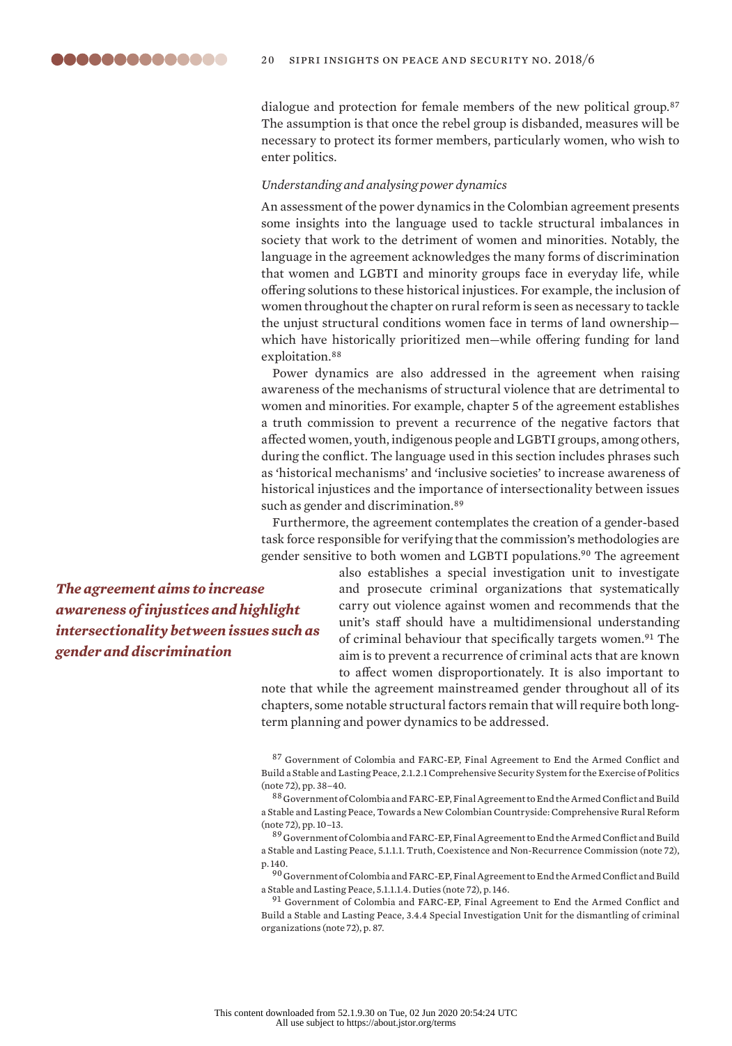dialogue and protection for female members of the new political group.[87] The assumption is that once the rebel group is disbanded, measures will be necessary to protect its former members, particularly women, who wish to enter politics.

*Understanding and analysing power dynamics*

An assessment of the power dynamics in the Colombian agreement presents some insights into the language used to tackle structural imbalances in society that work to the detriment of women and minorities. Notably, the language in the agreement acknowledges the many forms of discrimination that women and LGBTI and minority groups face in everyday life, while offering solutions to these historical injustices. For example, the inclusion of women throughout the chapter on rural reform is seen as necessary to tackle the unjust structural conditions women face in terms of land ownership—which have historically prioritized men—while offering funding for land exploitation.[88]

Power dynamics are also addressed in the agreement when raising awareness of the mechanisms of structural violence that are detrimental to women and minorities. For example, chapter 5 of the agreement establishes a truth commission to prevent a recurrence of the negative factors that affected women, youth, indigenous people and LGBTI groups, among others, during the conflict. The language used in this section includes phrases such as 'historical mechanisms' and 'inclusive societies' to increase awareness of historical injustices and the importance of intersectionality between issues such as gender and discrimination.[89]

Furthermore, the agreement contemplates the creation of a gender-based task force responsible for verifying that the commission's methodologies are gender sensitive to both women and LGBTI populations.[90] The agreement also establishes a special investigation unit to investigate and prosecute criminal organizations that systematically carry out violence against women and recommends that the unit's staff should have a multidimensional understanding of criminal behaviour that specifically targets women.[91] The aim is to prevent a recurrence of criminal acts that are known to affect women disproportionately. It is also important to note that while the agreement mainstreamed gender throughout all of its chapters, some notable structural factors remain that will require both long-term planning and power dynamics to be addressed.

***The agreement aims to increase awareness of injustices and highlight intersectionality between issues such as gender and discrimination***

[87] Government of Colombia and FARC-EP, Final Agreement to End the Armed Conflict and Build a Stable and Lasting Peace, 2.1.2.1 Comprehensive Security System for the Exercise of Politics (note 72), pp. 38–40.

[88] Government of Colombia and FARC-EP, Final Agreement to End the Armed Conflict and Build a Stable and Lasting Peace, Towards a New Colombian Countryside: Comprehensive Rural Reform (note 72), pp. 10–13.

[89] Government of Colombia and FARC-EP, Final Agreement to End the Armed Conflict and Build a Stable and Lasting Peace, 5.1.1.1. Truth, Coexistence and Non-Recurrence Commission (note 72), p. 140.

[90] Government of Colombia and FARC-EP, Final Agreement to End the Armed Conflict and Build a Stable and Lasting Peace, 5.1.1.1.4. Duties (note 72), p. 146.

[91] Government of Colombia and FARC-EP, Final Agreement to End the Armed Conflict and Build a Stable and Lasting Peace, 3.4.4 Special Investigation Unit for the dismantling of criminal organizations (note 72), p. 87.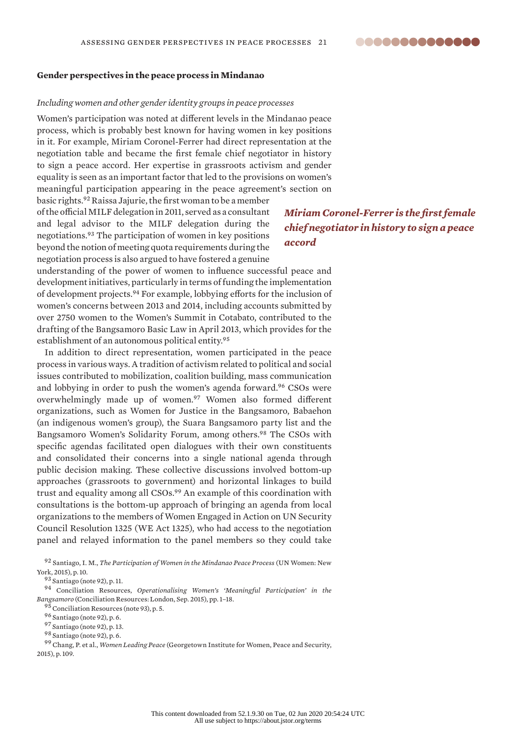**Gender perspectives in the peace process in Mindanao**

*Including women and other gender identity groups in peace processes*

Women's participation was noted at different levels in the Mindanao peace process, which is probably best known for having women in key positions in it. For example, Miriam Coronel-Ferrer had direct representation at the negotiation table and became the first female chief negotiator in history to sign a peace accord. Her expertise in grassroots activism and gender equality is seen as an important factor that led to the provisions on women's meaningful participation appearing in the peace agreement's section on basic rights.[92] Raissa Jajurie, the first woman to be a member of the official MILF delegation in 2011, served as a consultant and legal advisor to the MILF delegation during the negotiations.[93] The participation of women in key positions beyond the notion of meeting quota requirements during the negotiation process is also argued to have fostered a genuine understanding of the power of women to influence successful peace and development initiatives, particularly in terms of funding the implementation of development projects.[94] For example, lobbying efforts for the inclusion of women's concerns between 2013 and 2014, including accounts submitted by over 2750 women to the Women's Summit in Cotabato, contributed to the drafting of the Bangsamoro Basic Law in April 2013, which provides for the establishment of an autonomous political entity.[95]

***Miriam Coronel-Ferrer is the first female chief negotiator in history to sign a peace accord***

In addition to direct representation, women participated in the peace process in various ways. A tradition of activism related to political and social issues contributed to mobilization, coalition building, mass communication and lobbying in order to push the women's agenda forward.[96] CSOs were overwhelmingly made up of women.[97] Women also formed different organizations, such as Women for Justice in the Bangsamoro, Babaehon (an indigenous women's group), the Suara Bangsamoro party list and the Bangsamoro Women's Solidarity Forum, among others.[98] The CSOs with specific agendas facilitated open dialogues with their own constituents and consolidated their concerns into a single national agenda through public decision making. These collective discussions involved bottom-up approaches (grassroots to government) and horizontal linkages to build trust and equality among all CSOs.[99] An example of this coordination with consultations is the bottom-up approach of bringing an agenda from local organizations to the members of Women Engaged in Action on UN Security Council Resolution 1325 (WE Act 1325), who had access to the negotiation panel and relayed information to the panel members so they could take

[92] Santiago, I. M., *The Participation of Women in the Mindanao Peace Process* (UN Women: New York, 2015), p. 10.

[93] Santiago (note 92), p. 11.

[94] Conciliation Resources, *Operationalising Women's 'Meaningful Participation' in the Bangsamoro* (Conciliation Resources: London, Sep. 2015), pp. 1–18.

[95] Conciliation Resources (note 93), p. 5.

[96] Santiago (note 92), p. 6.

[97] Santiago (note 92), p. 13.

[98] Santiago (note 92), p. 6.

[99] Chang, P. et al., *Women Leading Peace* (Georgetown Institute for Women, Peace and Security, 2015), p. 109.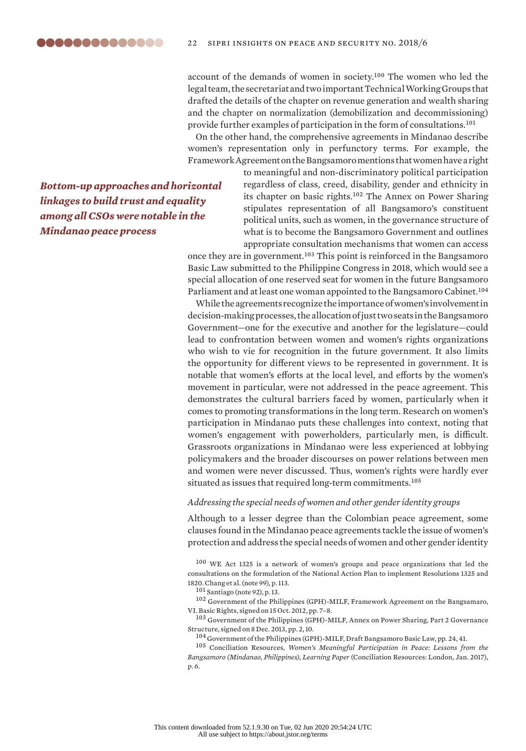account of the demands of women in society.[100] The women who led the legal team, the secretariat and two important Technical Working Groups that drafted the details of the chapter on revenue generation and wealth sharing and the chapter on normalization (demobilization and decommissioning) provide further examples of participation in the form of consultations.[101]

On the other hand, the comprehensive agreements in Mindanao describe women's representation only in perfunctory terms. For example, the Framework Agreement on the Bangsamoro mentions that women have a right to meaningful and non-discriminatory political participation regardless of class, creed, disability, gender and ethnicity in its chapter on basic rights.[102] The Annex on Power Sharing stipulates representation of all Bangsamoro's constituent political units, such as women, in the governance structure of what is to become the Bangsamoro Government and outlines appropriate consultation mechanisms that women can access once they are in government.[103] This point is reinforced in the Bangsamoro Basic Law submitted to the Philippine Congress in 2018, which would see a special allocation of one reserved seat for women in the future Bangsamoro Parliament and at least one woman appointed to the Bangsamoro Cabinet.[104]

***Bottom-up approaches and horizontal linkages to build trust and equality among all CSOs were notable in the Mindanao peace process***

While the agreements recognize the importance of women's involvement in decision-making processes, the allocation of just two seats in the Bangsamoro Government—one for the executive and another for the legislature—could lead to confrontation between women and women's rights organizations who wish to vie for recognition in the future government. It also limits the opportunity for different views to be represented in government. It is notable that women's efforts at the local level, and efforts by the women's movement in particular, were not addressed in the peace agreement. This demonstrates the cultural barriers faced by women, particularly when it comes to promoting transformations in the long term. Research on women's participation in Mindanao puts these challenges into context, noting that women's engagement with powerholders, particularly men, is difficult. Grassroots organizations in Mindanao were less experienced at lobbying policymakers and the broader discourses on power relations between men and women were never discussed. Thus, women's rights were hardly ever situated as issues that required long-term commitments.[105]

*Addressing the special needs of women and other gender identity groups*

Although to a lesser degree than the Colombian peace agreement, some clauses found in the Mindanao peace agreements tackle the issue of women's protection and address the special needs of women and other gender identity

[100] WE Act 1325 is a network of women's groups and peace organizations that led the consultations on the formulation of the National Action Plan to implement Resolutions 1325 and 1820. Chang et al. (note 99), p. 113.

[101] Santiago (note 92), p. 13.

[102] Government of the Philippines (GPH)-MILF, Framework Agreement on the Bangsamaro, VI. Basic Rights, signed on 15 Oct. 2012, pp. 7–8.

[103] Government of the Philippines (GPH)-MILF, Annex on Power Sharing, Part 2 Governance Structure, signed on 8 Dec. 2013, pp. 2, 10.

[104] Government of the Philippines (GPH)-MILF, Draft Bangsamoro Basic Law, pp. 24, 41.

[105] Conciliation Resources, *Women's Meaningful Participation in Peace: Lessons from the Bangsamoro (Mindanao, Philippines), Learning Paper* (Conciliation Resources: London, Jan. 2017), p. 6.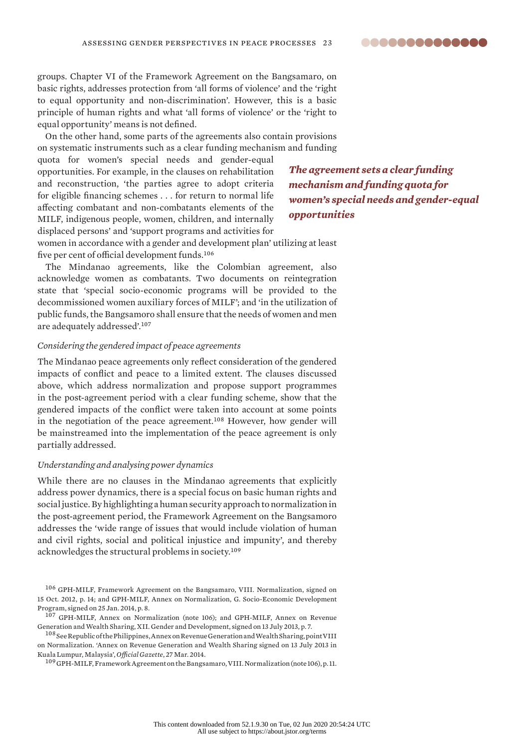groups. Chapter VI of the Framework Agreement on the Bangsamaro, on basic rights, addresses protection from 'all forms of violence' and the 'right to equal opportunity and non-discrimination'. However, this is a basic principle of human rights and what 'all forms of violence' or the 'right to equal opportunity' means is not defined.

On the other hand, some parts of the agreements also contain provisions on systematic instruments such as a clear funding mechanism and funding quota for women's special needs and gender-equal opportunities. For example, in the clauses on rehabilitation and reconstruction, 'the parties agree to adopt criteria for eligible financing schemes . . . for return to normal life affecting combatant and non-combatants elements of the MILF, indigenous people, women, children, and internally displaced persons' and 'support programs and activities for women in accordance with a gender and development plan' utilizing at least five per cent of official development funds.[106]

***The agreement sets a clear funding mechanism and funding quota for women's special needs and gender-equal opportunities***

The Mindanao agreements, like the Colombian agreement, also acknowledge women as combatants. Two documents on reintegration state that 'special socio-economic programs will be provided to the decommissioned women auxiliary forces of MILF'; and 'in the utilization of public funds, the Bangsamoro shall ensure that the needs of women and men are adequately addressed'.[107]

*Considering the gendered impact of peace agreements*

The Mindanao peace agreements only reflect consideration of the gendered impacts of conflict and peace to a limited extent. The clauses discussed above, which address normalization and propose support programmes in the post-agreement period with a clear funding scheme, show that the gendered impacts of the conflict were taken into account at some points in the negotiation of the peace agreement.[108] However, how gender will be mainstreamed into the implementation of the peace agreement is only partially addressed.

*Understanding and analysing power dynamics*

While there are no clauses in the Mindanao agreements that explicitly address power dynamics, there is a special focus on basic human rights and social justice. By highlighting a human security approach to normalization in the post-agreement period, the Framework Agreement on the Bangsamoro addresses the 'wide range of issues that would include violation of human and civil rights, social and political injustice and impunity', and thereby acknowledges the structural problems in society.[109]

[106] GPH-MILF, Framework Agreement on the Bangsamaro, VIII. Normalization, signed on 15 Oct. 2012, p. 14; and GPH-MILF, Annex on Normalization, G. Socio-Economic Development Program, signed on 25 Jan. 2014, p. 8.

[107] GPH-MILF, Annex on Normalization (note 106); and GPH-MILF, Annex on Revenue Generation and Wealth Sharing, XII. Gender and Development, signed on 13 July 2013, p. 7.

[108] See Republic of the Philippines, Annex on Revenue Generation and Wealth Sharing, point VIII on Normalization. 'Annex on Revenue Generation and Wealth Sharing signed on 13 July 2013 in Kuala Lumpur, Malaysia', *Official Gazette*, 27 Mar. 2014.

[109] GPH-MILF, Framework Agreement on the Bangsamaro, VIII. Normalization (note 106), p. 11.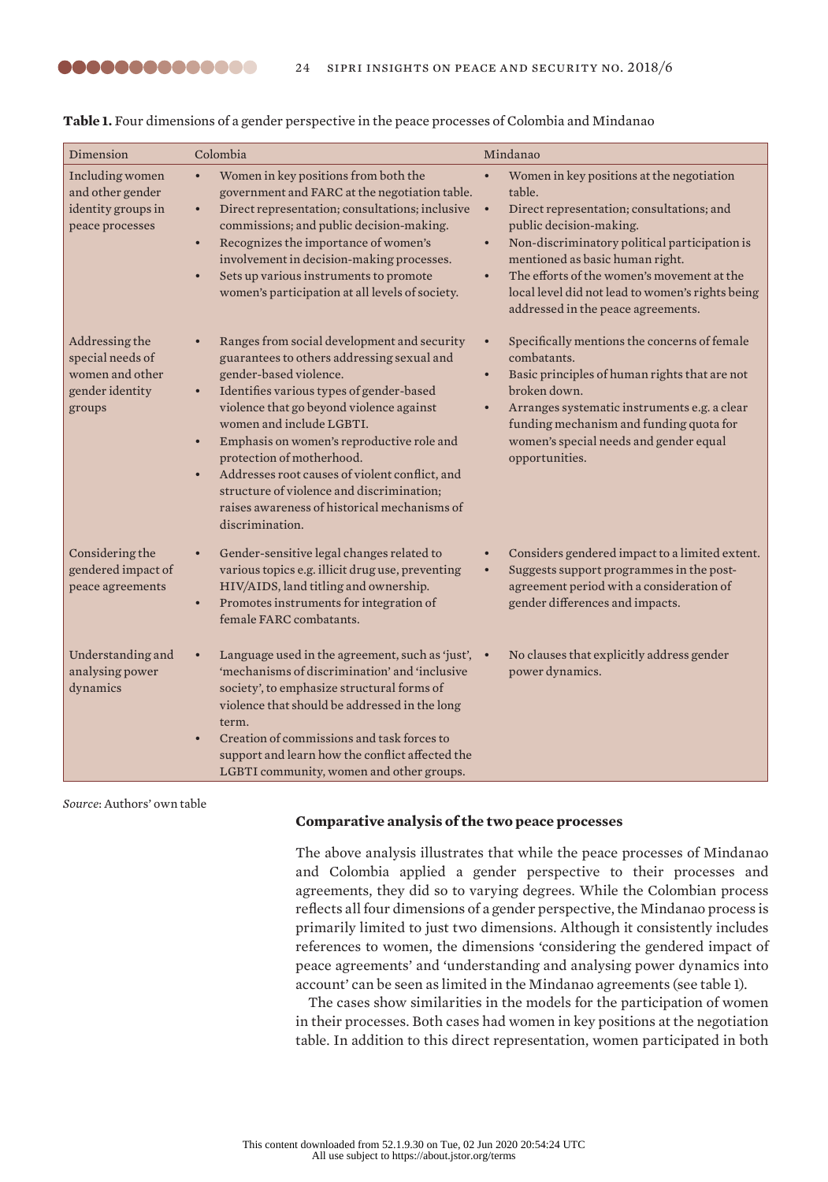**Table 1.** Four dimensions of a gender perspective in the peace processes of Colombia and Mindanao

| Dimension | Colombia | Mindanao |
|---|---|---|
| Including women and other gender identity groups in peace processes | • Women in key positions from both the government and FARC at the negotiation table.<br>• Direct representation; consultations; inclusive commissions; and public decision-making.<br>• Recognizes the importance of women's involvement in decision-making processes.<br>• Sets up various instruments to promote women's participation at all levels of society. | • Women in key positions at the negotiation table.<br>• Direct representation; consultations; and public decision-making.<br>• Non-discriminatory political participation is mentioned as basic human right.<br>• The efforts of the women's movement at the local level did not lead to women's rights being addressed in the peace agreements. |
| Addressing the special needs of women and other gender identity groups | • Ranges from social development and security guarantees to others addressing sexual and gender-based violence.<br>• Identifies various types of gender-based violence that go beyond violence against women and include LGBTI.<br>• Emphasis on women's reproductive role and protection of motherhood.<br>• Addresses root causes of violent conflict, and structure of violence and discrimination; raises awareness of historical mechanisms of discrimination. | • Specifically mentions the concerns of female combatants.<br>• Basic principles of human rights that are not broken down.<br>• Arranges systematic instruments e.g. a clear funding mechanism and funding quota for women's special needs and gender equal opportunities. |
| Considering the gendered impact of peace agreements | • Gender-sensitive legal changes related to various topics e.g. illicit drug use, preventing HIV/AIDS, land titling and ownership.<br>• Promotes instruments for integration of female FARC combatants. | • Considers gendered impact to a limited extent.<br>• Suggests support programmes in the post-agreement period with a consideration of gender differences and impacts. |
| Understanding and analysing power dynamics | • Language used in the agreement, such as 'just', 'mechanisms of discrimination' and 'inclusive society', to emphasize structural forms of violence that should be addressed in the long term.<br>• Creation of commissions and task forces to support and learn how the conflict affected the LGBTI community, women and other groups. | • No clauses that explicitly address gender power dynamics. |

*Source*: Authors' own table

**Comparative analysis of the two peace processes**

The above analysis illustrates that while the peace processes of Mindanao and Colombia applied a gender perspective to their processes and agreements, they did so to varying degrees. While the Colombian process reflects all four dimensions of a gender perspective, the Mindanao process is primarily limited to just two dimensions. Although it consistently includes references to women, the dimensions 'considering the gendered impact of peace agreements' and 'understanding and analysing power dynamics into account' can be seen as limited in the Mindanao agreements (see table 1).

The cases show similarities in the models for the participation of women in their processes. Both cases had women in key positions at the negotiation table. In addition to this direct representation, women participated in both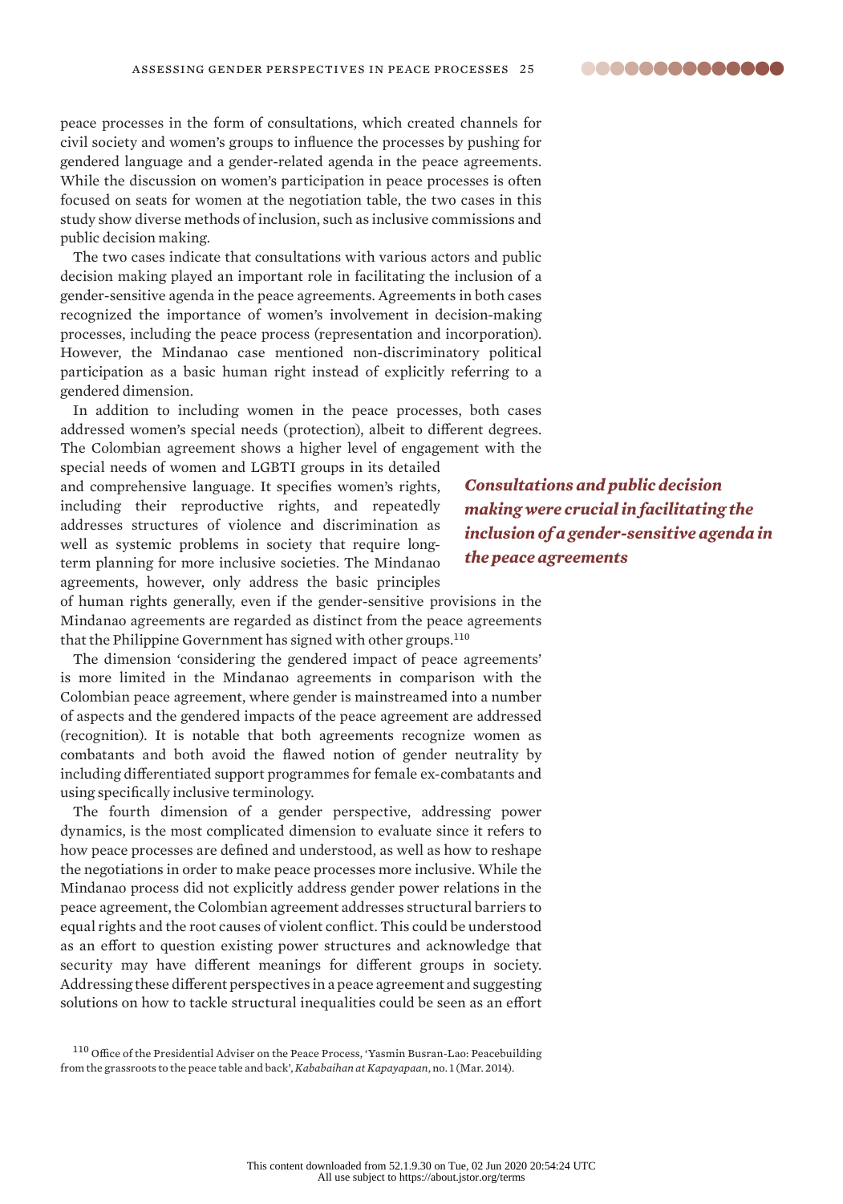peace processes in the form of consultations, which created channels for civil society and women's groups to influence the processes by pushing for gendered language and a gender-related agenda in the peace agreements. While the discussion on women's participation in peace processes is often focused on seats for women at the negotiation table, the two cases in this study show diverse methods of inclusion, such as inclusive commissions and public decision making.

The two cases indicate that consultations with various actors and public decision making played an important role in facilitating the inclusion of a gender-sensitive agenda in the peace agreements. Agreements in both cases recognized the importance of women's involvement in decision-making processes, including the peace process (representation and incorporation). However, the Mindanao case mentioned non-discriminatory political participation as a basic human right instead of explicitly referring to a gendered dimension.

In addition to including women in the peace processes, both cases addressed women's special needs (protection), albeit to different degrees. The Colombian agreement shows a higher level of engagement with the special needs of women and LGBTI groups in its detailed and comprehensive language. It specifies women's rights, including their reproductive rights, and repeatedly addresses structures of violence and discrimination as well as systemic problems in society that require long-term planning for more inclusive societies. The Mindanao agreements, however, only address the basic principles of human rights generally, even if the gender-sensitive provisions in the Mindanao agreements are regarded as distinct from the peace agreements that the Philippine Government has signed with other groups.[110]

***Consultations and public decision making were crucial in facilitating the inclusion of a gender-sensitive agenda in the peace agreements***

The dimension 'considering the gendered impact of peace agreements' is more limited in the Mindanao agreements in comparison with the Colombian peace agreement, where gender is mainstreamed into a number of aspects and the gendered impacts of the peace agreement are addressed (recognition). It is notable that both agreements recognize women as combatants and both avoid the flawed notion of gender neutrality by including differentiated support programmes for female ex-combatants and using specifically inclusive terminology.

The fourth dimension of a gender perspective, addressing power dynamics, is the most complicated dimension to evaluate since it refers to how peace processes are defined and understood, as well as how to reshape the negotiations in order to make peace processes more inclusive. While the Mindanao process did not explicitly address gender power relations in the peace agreement, the Colombian agreement addresses structural barriers to equal rights and the root causes of violent conflict. This could be understood as an effort to question existing power structures and acknowledge that security may have different meanings for different groups in society. Addressing these different perspectives in a peace agreement and suggesting solutions on how to tackle structural inequalities could be seen as an effort

[110] Office of the Presidential Adviser on the Peace Process, 'Yasmin Busran-Lao: Peacebuilding from the grassroots to the peace table and back', *Kababaihan at Kapayapaan*, no. 1 (Mar. 2014).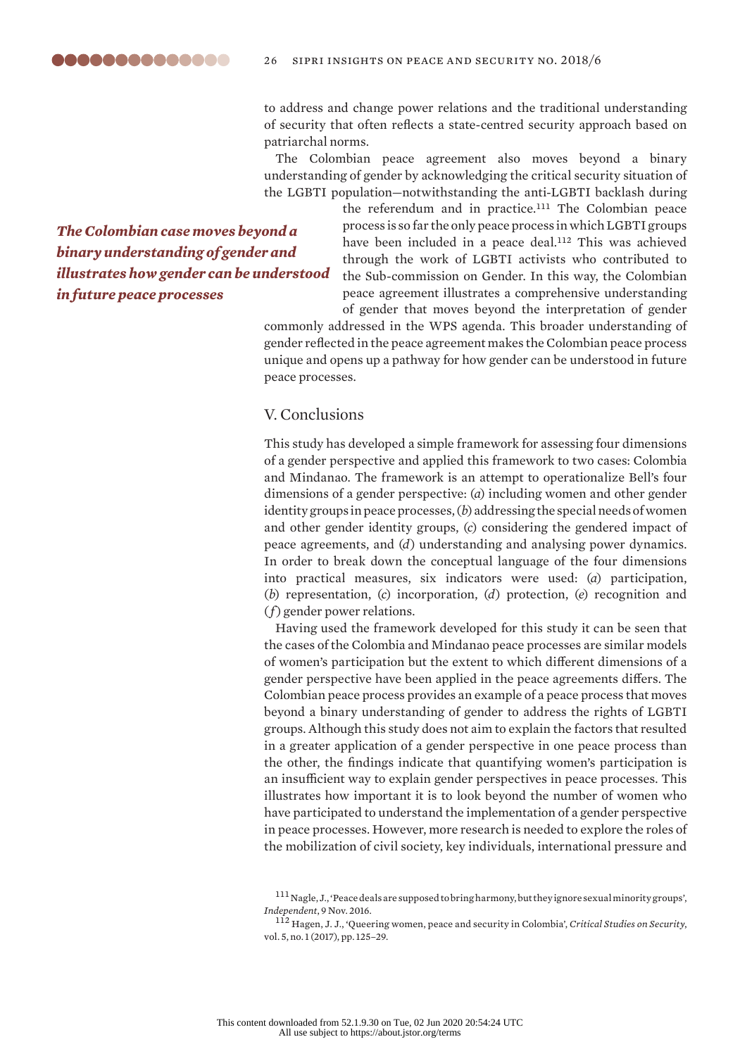to address and change power relations and the traditional understanding of security that often reflects a state-centred security approach based on patriarchal norms.

The Colombian peace agreement also moves beyond a binary understanding of gender by acknowledging the critical security situation of the LGBTI population—notwithstanding the anti-LGBTI backlash during the referendum and in practice.[111] The Colombian peace process is so far the only peace process in which LGBTI groups have been included in a peace deal.[112] This was achieved through the work of LGBTI activists who contributed to the Sub-commission on Gender. In this way, the Colombian peace agreement illustrates a comprehensive understanding of gender that moves beyond the interpretation of gender commonly addressed in the WPS agenda. This broader understanding of gender reflected in the peace agreement makes the Colombian peace process unique and opens up a pathway for how gender can be understood in future peace processes.

***The Colombian case moves beyond a binary understanding of gender and illustrates how gender can be understood in future peace processes***

## V. Conclusions

This study has developed a simple framework for assessing four dimensions of a gender perspective and applied this framework to two cases: Colombia and Mindanao. The framework is an attempt to operationalize Bell's four dimensions of a gender perspective: (*a*) including women and other gender identity groups in peace processes, (*b*) addressing the special needs of women and other gender identity groups, (*c*) considering the gendered impact of peace agreements, and (*d*) understanding and analysing power dynamics. In order to break down the conceptual language of the four dimensions into practical measures, six indicators were used: (*a*) participation, (*b*) representation, (*c*) incorporation, (*d*) protection, (*e*) recognition and (*f*) gender power relations.

Having used the framework developed for this study it can be seen that the cases of the Colombia and Mindanao peace processes are similar models of women's participation but the extent to which different dimensions of a gender perspective have been applied in the peace agreements differs. The Colombian peace process provides an example of a peace process that moves beyond a binary understanding of gender to address the rights of LGBTI groups. Although this study does not aim to explain the factors that resulted in a greater application of a gender perspective in one peace process than the other, the findings indicate that quantifying women's participation is an insufficient way to explain gender perspectives in peace processes. This illustrates how important it is to look beyond the number of women who have participated to understand the implementation of a gender perspective in peace processes. However, more research is needed to explore the roles of the mobilization of civil society, key individuals, international pressure and

[111] Nagle, J., 'Peace deals are supposed to bring harmony, but they ignore sexual minority groups', *Independent*, 9 Nov. 2016.

[112] Hagen, J. J., 'Queering women, peace and security in Colombia', *Critical Studies on Security*, vol. 5, no. 1 (2017), pp. 125–29.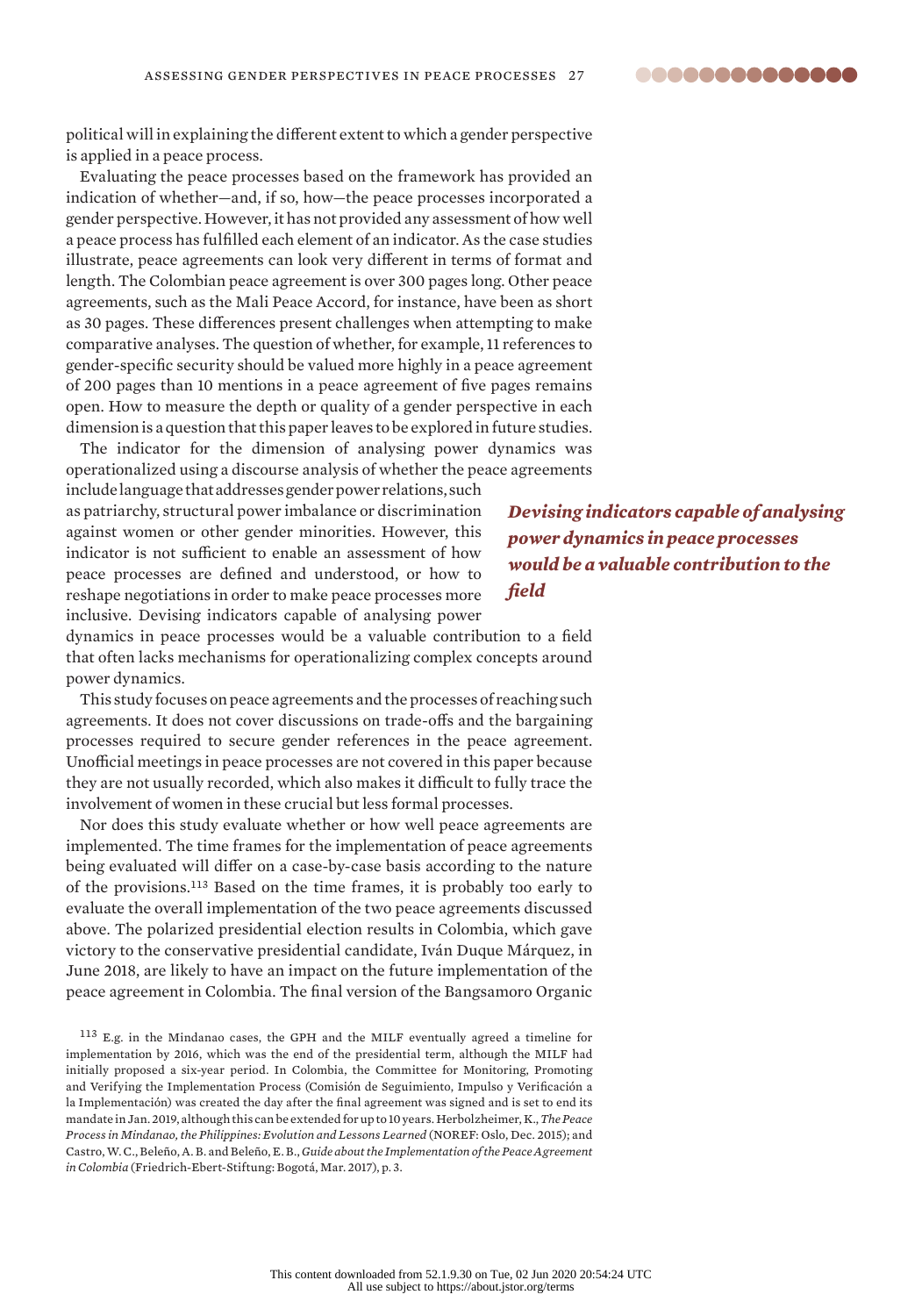political will in explaining the different extent to which a gender perspective is applied in a peace process.

Evaluating the peace processes based on the framework has provided an indication of whether—and, if so, how—the peace processes incorporated a gender perspective. However, it has not provided any assessment of how well a peace process has fulfilled each element of an indicator. As the case studies illustrate, peace agreements can look very different in terms of format and length. The Colombian peace agreement is over 300 pages long. Other peace agreements, such as the Mali Peace Accord, for instance, have been as short as 30 pages. These differences present challenges when attempting to make comparative analyses. The question of whether, for example, 11 references to gender-specific security should be valued more highly in a peace agreement of 200 pages than 10 mentions in a peace agreement of five pages remains open. How to measure the depth or quality of a gender perspective in each dimension is a question that this paper leaves to be explored in future studies.

The indicator for the dimension of analysing power dynamics was operationalized using a discourse analysis of whether the peace agreements include language that addresses gender power relations, such as patriarchy, structural power imbalance or discrimination against women or other gender minorities. However, this indicator is not sufficient to enable an assessment of how peace processes are defined and understood, or how to reshape negotiations in order to make peace processes more inclusive. Devising indicators capable of analysing power dynamics in peace processes would be a valuable contribution to a field that often lacks mechanisms for operationalizing complex concepts around power dynamics.

***Devising indicators capable of analysing power dynamics in peace processes would be a valuable contribution to the field***

This study focuses on peace agreements and the processes of reaching such agreements. It does not cover discussions on trade-offs and the bargaining processes required to secure gender references in the peace agreement. Unofficial meetings in peace processes are not covered in this paper because they are not usually recorded, which also makes it difficult to fully trace the involvement of women in these crucial but less formal processes.

Nor does this study evaluate whether or how well peace agreements are implemented. The time frames for the implementation of peace agreements being evaluated will differ on a case-by-case basis according to the nature of the provisions.[113] Based on the time frames, it is probably too early to evaluate the overall implementation of the two peace agreements discussed above. The polarized presidential election results in Colombia, which gave victory to the conservative presidential candidate, Iván Duque Márquez, in June 2018, are likely to have an impact on the future implementation of the peace agreement in Colombia. The final version of the Bangsamoro Organic

[113] E.g. in the Mindanao cases, the GPH and the MILF eventually agreed a timeline for implementation by 2016, which was the end of the presidential term, although the MILF had initially proposed a six-year period. In Colombia, the Committee for Monitoring, Promoting and Verifying the Implementation Process (Comisión de Seguimiento, Impulso y Verificación a la Implementación) was created the day after the final agreement was signed and is set to end its mandate in Jan. 2019, although this can be extended for up to 10 years. Herbolzheimer, K., *The Peace Process in Mindanao, the Philippines: Evolution and Lessons Learned* (NOREF: Oslo, Dec. 2015); and Castro, W. C., Beleño, A. B. and Beleño, E. B., *Guide about the Implementation of the Peace Agreement in Colombia* (Friedrich-Ebert-Stiftung: Bogotá, Mar. 2017), p. 3.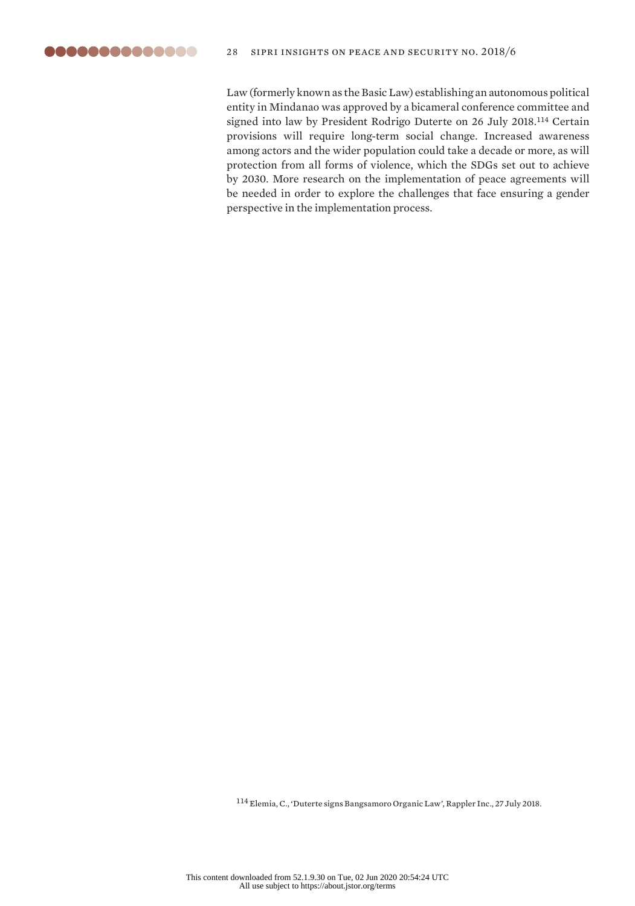Law (formerly known as the Basic Law) establishing an autonomous political entity in Mindanao was approved by a bicameral conference committee and signed into law by President Rodrigo Duterte on 26 July 2018.[114] Certain provisions will require long-term social change. Increased awareness among actors and the wider population could take a decade or more, as will protection from all forms of violence, which the SDGs set out to achieve by 2030. More research on the implementation of peace agreements will be needed in order to explore the challenges that face ensuring a gender perspective in the implementation process.

[114] Elemia, C., 'Duterte signs Bangsamoro Organic Law', Rappler Inc., 27 July 2018.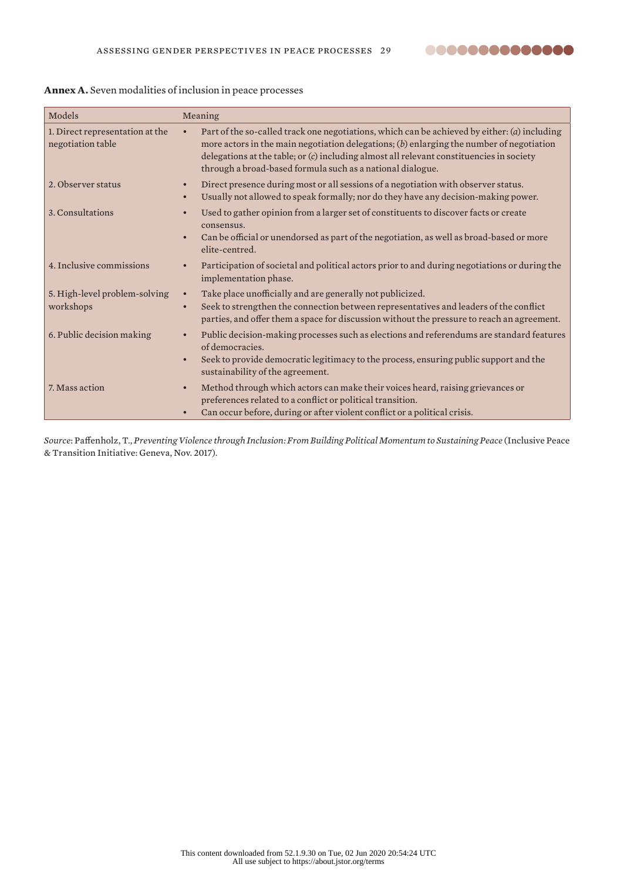**Annex A.** Seven modalities of inclusion in peace processes

| Models | Meaning |
|---|---|
| 1. Direct representation at the negotiation table | • Part of the so-called track one negotiations, which can be achieved by either: (*a*) including more actors in the main negotiation delegations; (*b*) enlarging the number of negotiation delegations at the table; or (*c*) including almost all relevant constituencies in society through a broad-based formula such as a national dialogue. |
| 2. Observer status | • Direct presence during most or all sessions of a negotiation with observer status.<br>• Usually not allowed to speak formally; nor do they have any decision-making power. |
| 3. Consultations | • Used to gather opinion from a larger set of constituents to discover facts or create consensus.<br>• Can be official or unendorsed as part of the negotiation, as well as broad-based or more elite-centred. |
| 4. Inclusive commissions | • Participation of societal and political actors prior to and during negotiations or during the implementation phase. |
| 5. High-level problem-solving workshops | • Take place unofficially and are generally not publicized.<br>• Seek to strengthen the connection between representatives and leaders of the conflict parties, and offer them a space for discussion without the pressure to reach an agreement. |
| 6. Public decision making | • Public decision-making processes such as elections and referendums are standard features of democracies.<br>• Seek to provide democratic legitimacy to the process, ensuring public support and the sustainability of the agreement. |
| 7. Mass action | • Method through which actors can make their voices heard, raising grievances or preferences related to a conflict or political transition.<br>• Can occur before, during or after violent conflict or a political crisis. |

*Source*: Paffenholz, T., *Preventing Violence through Inclusion: From Building Political Momentum to Sustaining Peace* (Inclusive Peace & Transition Initiative: Geneva, Nov. 2017).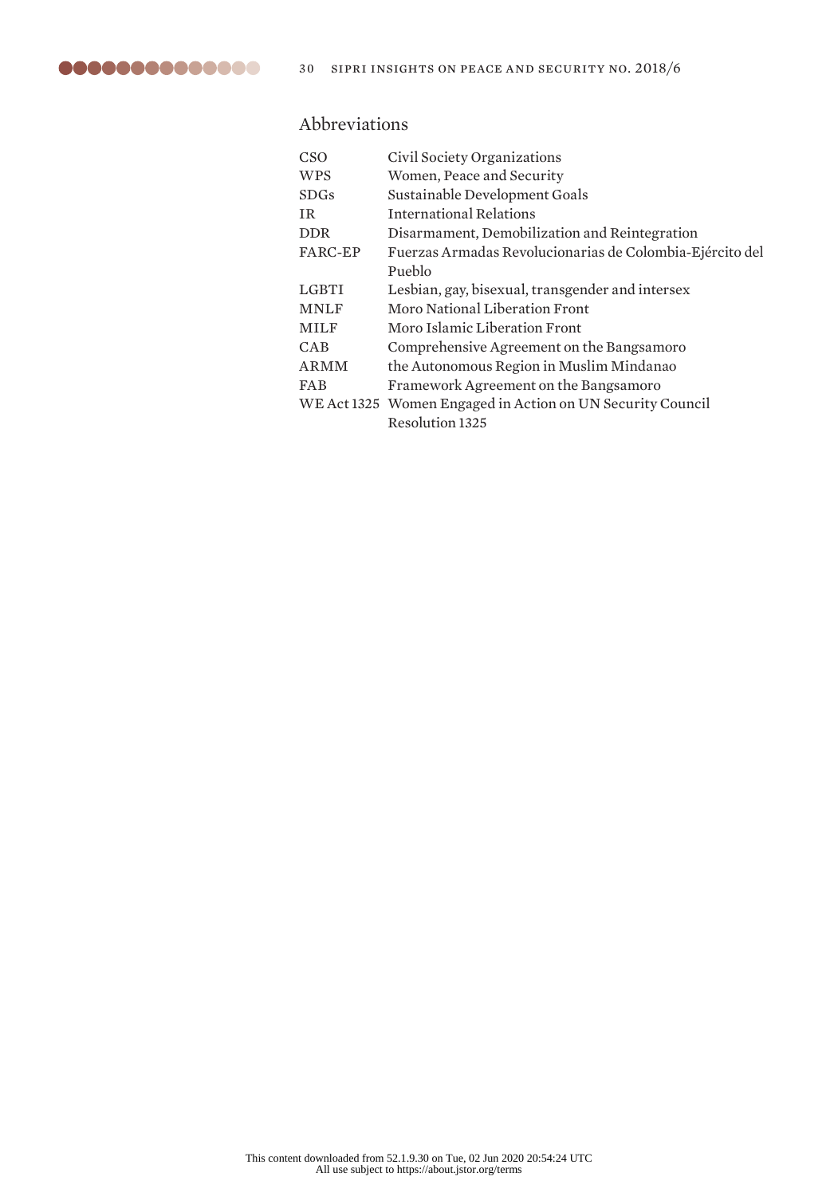## Abbreviations

| | |
|---|---|
| CSO | Civil Society Organizations |
| WPS | Women, Peace and Security |
| SDGs | Sustainable Development Goals |
| IR | International Relations |
| DDR | Disarmament, Demobilization and Reintegration |
| FARC-EP | Fuerzas Armadas Revolucionarias de Colombia-Ejército del Pueblo |
| LGBTI | Lesbian, gay, bisexual, transgender and intersex |
| MNLF | Moro National Liberation Front |
| MILF | Moro Islamic Liberation Front |
| CAB | Comprehensive Agreement on the Bangsamoro |
| ARMM | the Autonomous Region in Muslim Mindanao |
| FAB | Framework Agreement on the Bangsamoro |
| WE Act 1325 | Women Engaged in Action on UN Security Council Resolution 1325 |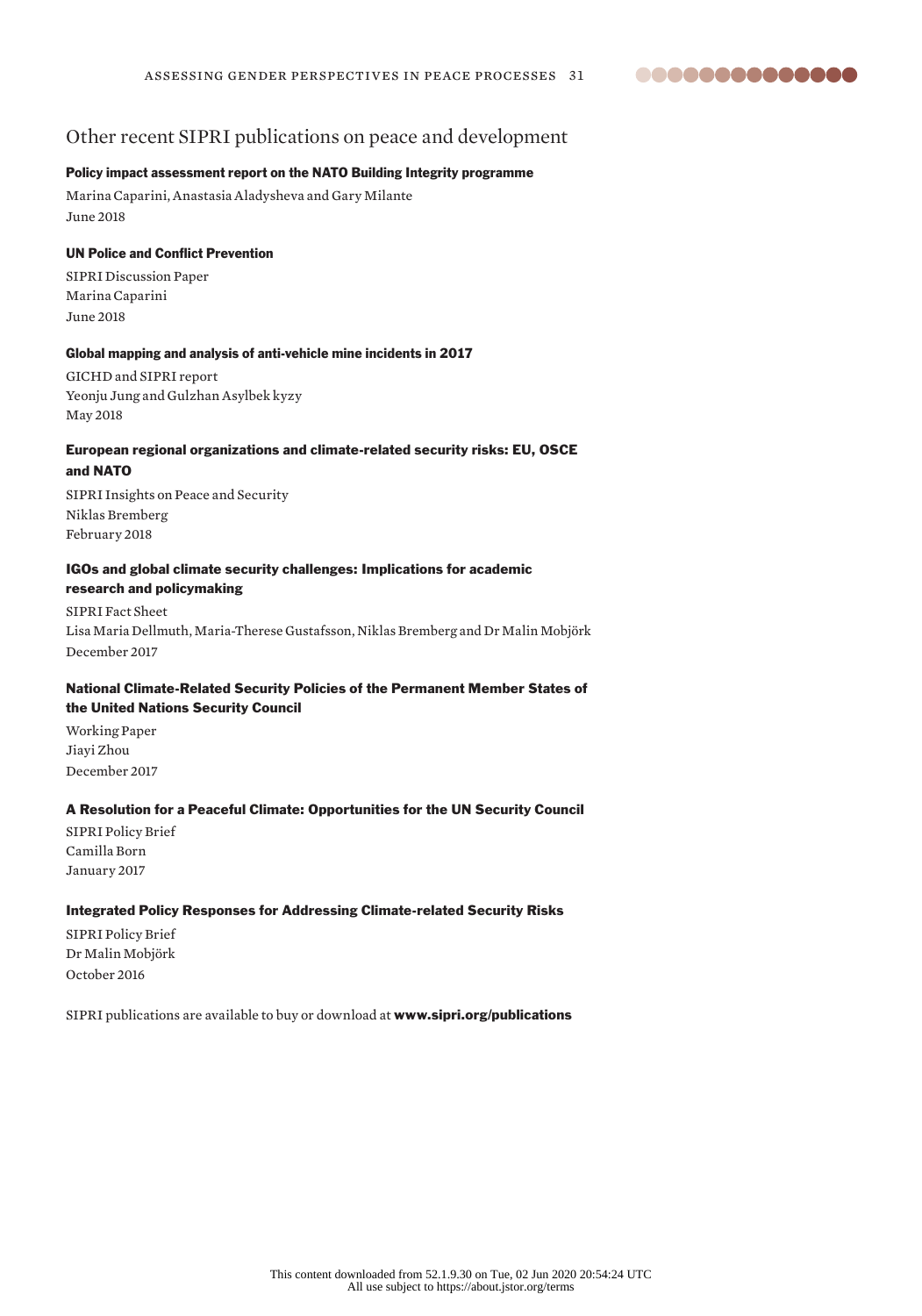## Other recent SIPRI publications on peace and development

**Policy impact assessment report on the NATO Building Integrity programme**

Marina Caparini, Anastasia Aladysheva and Gary Milante
June 2018

**UN Police and Conflict Prevention**

SIPRI Discussion Paper
Marina Caparini
June 2018

**Global mapping and analysis of anti-vehicle mine incidents in 2017**

GICHD and SIPRI report
Yeonju Jung and Gulzhan Asylbek kyzy
May 2018

**European regional organizations and climate-related security risks: EU, OSCE and NATO**

SIPRI Insights on Peace and Security
Niklas Bremberg
February 2018

**IGOs and global climate security challenges: Implications for academic research and policymaking**

SIPRI Fact Sheet
Lisa Maria Dellmuth, Maria-Therese Gustafsson, Niklas Bremberg and Dr Malin Mobjörk
December 2017

**National Climate-Related Security Policies of the Permanent Member States of the United Nations Security Council**

Working Paper
Jiayi Zhou
December 2017

**A Resolution for a Peaceful Climate: Opportunities for the UN Security Council**

SIPRI Policy Brief
Camilla Born
January 2017

**Integrated Policy Responses for Addressing Climate-related Security Risks**

SIPRI Policy Brief
Dr Malin Mobjörk
October 2016

SIPRI publications are available to buy or download at **www.sipri.org/publications**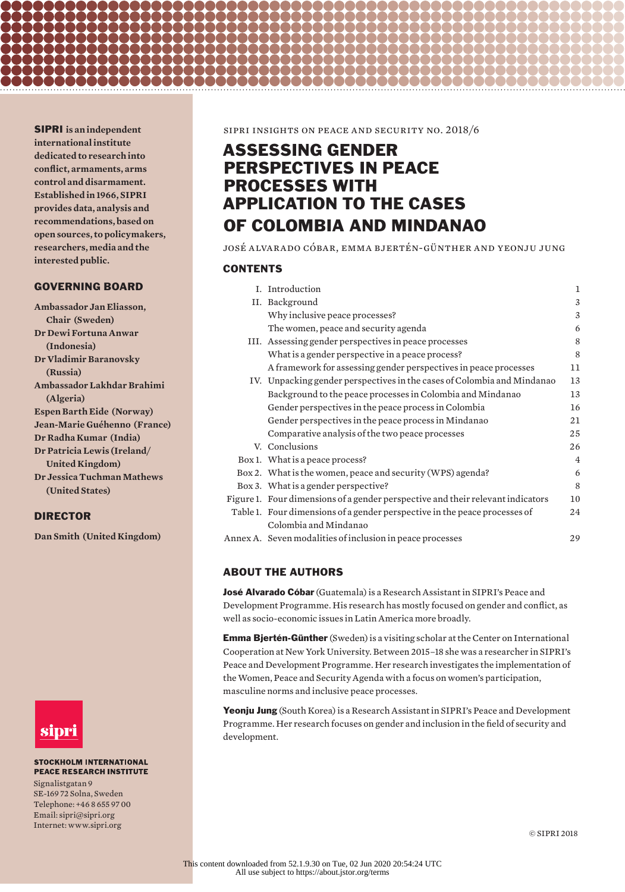**SIPRI** is an independent international institute dedicated to research into conflict, armaments, arms control and disarmament. Established in 1966, SIPRI provides data, analysis and recommendations, based on open sources, to policymakers, researchers, media and the interested public.

## GOVERNING BOARD

Ambassador Jan Eliasson, Chair (Sweden)
Dr Dewi Fortuna Anwar (Indonesia)
Dr Vladimir Baranovsky (Russia)
Ambassador Lakhdar Brahimi (Algeria)
Espen Barth Eide (Norway)
Jean-Marie Guéhenno (France)
Dr Radha Kumar (India)
Dr Patricia Lewis (Ireland/ United Kingdom)
Dr Jessica Tuchman Mathews (United States)

## DIRECTOR

Dan Smith (United Kingdom)

**STOCKHOLM INTERNATIONAL PEACE RESEARCH INSTITUTE**

Signalistgatan 9
SE-169 72 Solna, Sweden
Telephone: +46 8 655 97 00
Email: sipri@sipri.org
Internet: www.sipri.org

SIPRI INSIGHTS ON PEACE AND SECURITY NO. 2018/6

# ASSESSING GENDER PERSPECTIVES IN PEACE PROCESSES WITH APPLICATION TO THE CASES OF COLOMBIA AND MINDANAO

JOSÉ ALVARADO CÓBAR, EMMA BJERTÉN-GÜNTHER AND YEONJU JUNG

## CONTENTS

| | | |
|---|---|---|
| I. | Introduction | 1 |
| II. | Background | 3 |
| | Why inclusive peace processes? | 3 |
| | The women, peace and security agenda | 6 |
| III. | Assessing gender perspectives in peace processes | 8 |
| | What is a gender perspective in a peace process? | 8 |
| | A framework for assessing gender perspectives in peace processes | 11 |
| IV. | Unpacking gender perspectives in the cases of Colombia and Mindanao | 13 |
| | Background to the peace processes in Colombia and Mindanao | 13 |
| | Gender perspectives in the peace process in Colombia | 16 |
| | Gender perspectives in the peace process in Mindanao | 21 |
| | Comparative analysis of the two peace processes | 25 |
| V. | Conclusions | 26 |
| Box 1. | What is a peace process? | 4 |
| Box 2. | What is the women, peace and security (WPS) agenda? | 6 |
| Box 3. | What is a gender perspective? | 8 |
| Figure 1. | Four dimensions of a gender perspective and their relevant indicators | 10 |
| Table 1. | Four dimensions of a gender perspective in the peace processes of Colombia and Mindanao | 24 |
| Annex A. | Seven modalities of inclusion in peace processes | 29 |

## ABOUT THE AUTHORS

**José Alvarado Cóbar** (Guatemala) is a Research Assistant in SIPRI's Peace and Development Programme. His research has mostly focused on gender and conflict, as well as socio-economic issues in Latin America more broadly.

**Emma Bjertén-Günther** (Sweden) is a visiting scholar at the Center on International Cooperation at New York University. Between 2015–18 she was a researcher in SIPRI's Peace and Development Programme. Her research investigates the implementation of the Women, Peace and Security Agenda with a focus on women's participation, masculine norms and inclusive peace processes.

**Yeonju Jung** (South Korea) is a Research Assistant in SIPRI's Peace and Development Programme. Her research focuses on gender and inclusion in the field of security and development.

© SIPRI 2018